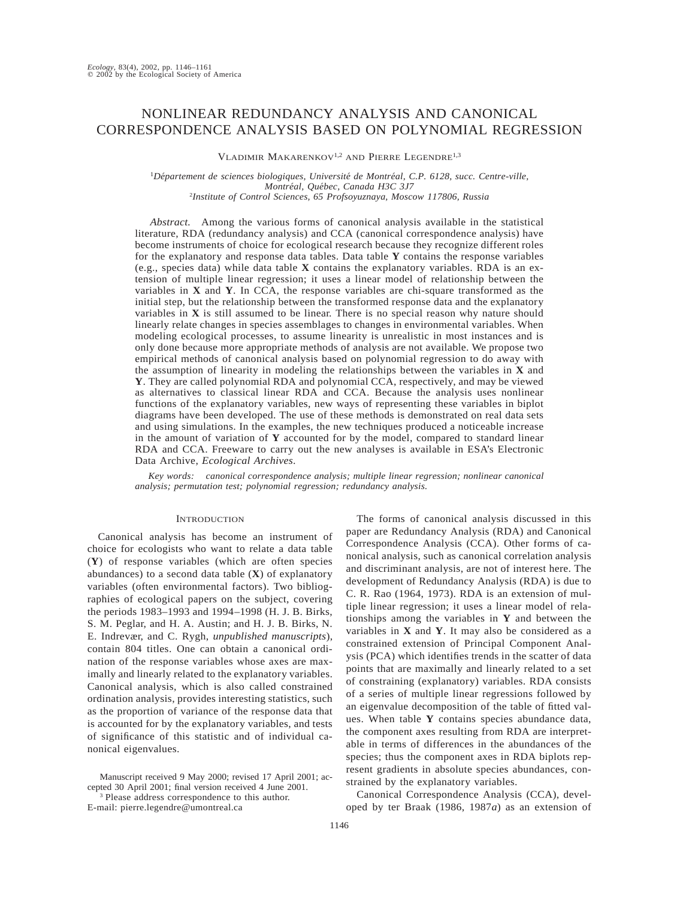# NONLINEAR REDUNDANCY ANALYSIS AND CANONICAL CORRESPONDENCE ANALYSIS BASED ON POLYNOMIAL REGRESSION

VLADIMIR MAKARENKOV[1,2] AND PIERRE LEGENDRE[1,3]

[1]*Département de sciences biologiques, Université de Montréal, C.P. 6128, succ. Centre-ville, Montréal, Québec, Canada H3C 3J7*
[2]*Institute of Control Sciences, 65 Profsoyuznaya, Moscow 117806, Russia*

*Abstract.* Among the various forms of canonical analysis available in the statistical literature, RDA (redundancy analysis) and CCA (canonical correspondence analysis) have become instruments of choice for ecological research because they recognize different roles for the explanatory and response data tables. Data table **Y** contains the response variables (e.g., species data) while data table **X** contains the explanatory variables. RDA is an extension of multiple linear regression; it uses a linear model of relationship between the variables in **X** and **Y**. In CCA, the response variables are chi-square transformed as the initial step, but the relationship between the transformed response data and the explanatory variables in **X** is still assumed to be linear. There is no special reason why nature should linearly relate changes in species assemblages to changes in environmental variables. When modeling ecological processes, to assume linearity is unrealistic in most instances and is only done because more appropriate methods of analysis are not available. We propose two empirical methods of canonical analysis based on polynomial regression to do away with the assumption of linearity in modeling the relationships between the variables in **X** and **Y**. They are called polynomial RDA and polynomial CCA, respectively, and may be viewed as alternatives to classical linear RDA and CCA. Because the analysis uses nonlinear functions of the explanatory variables, new ways of representing these variables in biplot diagrams have been developed. The use of these methods is demonstrated on real data sets and using simulations. In the examples, the new techniques produced a noticeable increase in the amount of variation of **Y** accounted for by the model, compared to standard linear RDA and CCA. Freeware to carry out the new analyses is available in ESA's Electronic Data Archive, *Ecological Archives*.

*Key words: canonical correspondence analysis; multiple linear regression; nonlinear canonical analysis; permutation test; polynomial regression; redundancy analysis.*

## INTRODUCTION

Canonical analysis has become an instrument of choice for ecologists who want to relate a data table (**Y**) of response variables (which are often species abundances) to a second data table (**X**) of explanatory variables (often environmental factors). Two bibliographies of ecological papers on the subject, covering the periods 1983–1993 and 1994–1998 (H. J. B. Birks, S. M. Peglar, and H. A. Austin; and H. J. B. Birks, N. E. Indrevær, and C. Rygh, *unpublished manuscripts*), contain 804 titles. One can obtain a canonical ordination of the response variables whose axes are maximally and linearly related to the explanatory variables. Canonical analysis, which is also called constrained ordination analysis, provides interesting statistics, such as the proportion of variance of the response data that is accounted for by the explanatory variables, and tests of significance of this statistic and of individual canonical eigenvalues.

The forms of canonical analysis discussed in this paper are Redundancy Analysis (RDA) and Canonical Correspondence Analysis (CCA). Other forms of canonical analysis, such as canonical correlation analysis and discriminant analysis, are not of interest here. The development of Redundancy Analysis (RDA) is due to C. R. Rao (1964, 1973). RDA is an extension of multiple linear regression; it uses a linear model of relationships among the variables in **Y** and between the variables in **X** and **Y**. It may also be considered as a constrained extension of Principal Component Analysis (PCA) which identifies trends in the scatter of data points that are maximally and linearly related to a set of constraining (explanatory) variables. RDA consists of a series of multiple linear regressions followed by an eigenvalue decomposition of the table of fitted values. When table **Y** contains species abundance data, the component axes resulting from RDA are interpretable in terms of differences in the abundances of the species; thus the component axes in RDA biplots represent gradients in absolute species abundances, constrained by the explanatory variables.

Canonical Correspondence Analysis (CCA), developed by ter Braak (1986, 1987*a*) as an extension of

Manuscript received 9 May 2000; revised 17 April 2001; accepted 30 April 2001; final version received 4 June 2001.
[3] Please address correspondence to this author.
E-mail: pierre.legendre@umontreal.ca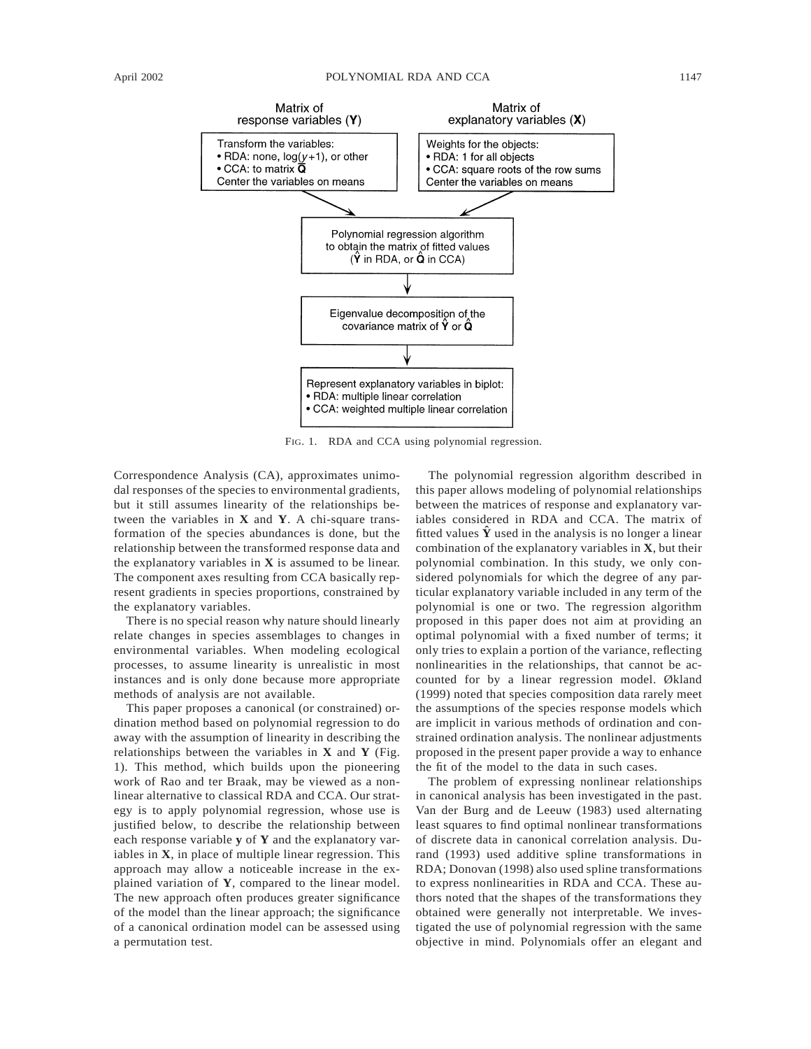Matrix of response variables ($\mathbf{Y}$)

Transform the variables:
- RDA: none, log($y$+1), or other
- CCA: to matrix $\bar{\mathbf{Q}}$

Center the variables on means

Matrix of explanatory variables ($\mathbf{X}$)

Weights for the objects:
- RDA: 1 for all objects
- CCA: square roots of the row sums

Center the variables on means

Polynomial regression algorithm to obtain the matrix of fitted values ($\hat{\mathbf{Y}}$ in RDA, or $\hat{\mathbf{Q}}$ in CCA)

Eigenvalue decomposition of the covariance matrix of $\hat{\mathbf{Y}}$ or $\hat{\mathbf{Q}}$

Represent explanatory variables in biplot:
- RDA: multiple linear correlation
- CCA: weighted multiple linear correlation

FIG. 1. RDA and CCA using polynomial regression.

Correspondence Analysis (CA), approximates unimodal responses of the species to environmental gradients, but it still assumes linearity of the relationships between the variables in **X** and **Y**. A chi-square transformation of the species abundances is done, but the relationship between the transformed response data and the explanatory variables in **X** is assumed to be linear. The component axes resulting from CCA basically represent gradients in species proportions, constrained by the explanatory variables.

There is no special reason why nature should linearly relate changes in species assemblages to changes in environmental variables. When modeling ecological processes, to assume linearity is unrealistic in most instances and is only done because more appropriate methods of analysis are not available.

This paper proposes a canonical (or constrained) ordination method based on polynomial regression to do away with the assumption of linearity in describing the relationships between the variables in **X** and **Y** (Fig. 1). This method, which builds upon the pioneering work of Rao and ter Braak, may be viewed as a nonlinear alternative to classical RDA and CCA. Our strategy is to apply polynomial regression, whose use is justified below, to describe the relationship between each response variable **y** of **Y** and the explanatory variables in **X**, in place of multiple linear regression. This approach may allow a noticeable increase in the explained variation of **Y**, compared to the linear model. The new approach often produces greater significance of the model than the linear approach; the significance of a canonical ordination model can be assessed using a permutation test.

The polynomial regression algorithm described in this paper allows modeling of polynomial relationships between the matrices of response and explanatory variables considered in RDA and CCA. The matrix of fitted values $\hat{\mathbf{Y}}$ used in the analysis is no longer a linear combination of the explanatory variables in **X**, but their polynomial combination. In this study, we only considered polynomials for which the degree of any particular explanatory variable included in any term of the polynomial is one or two. The regression algorithm proposed in this paper does not aim at providing an optimal polynomial with a fixed number of terms; it only tries to explain a portion of the variance, reflecting nonlinearities in the relationships, that cannot be accounted for by a linear regression model. Økland (1999) noted that species composition data rarely meet the assumptions of the species response models which are implicit in various methods of ordination and constrained ordination analysis. The nonlinear adjustments proposed in the present paper provide a way to enhance the fit of the model to the data in such cases.

The problem of expressing nonlinear relationships in canonical analysis has been investigated in the past. Van der Burg and de Leeuw (1983) used alternating least squares to find optimal nonlinear transformations of discrete data in canonical correlation analysis. Durand (1993) used additive spline transformations in RDA; Donovan (1998) also used spline transformations to express nonlinearities in RDA and CCA. These authors noted that the shapes of the transformations they obtained were generally not interpretable. We investigated the use of polynomial regression with the same objective in mind. Polynomials offer an elegant and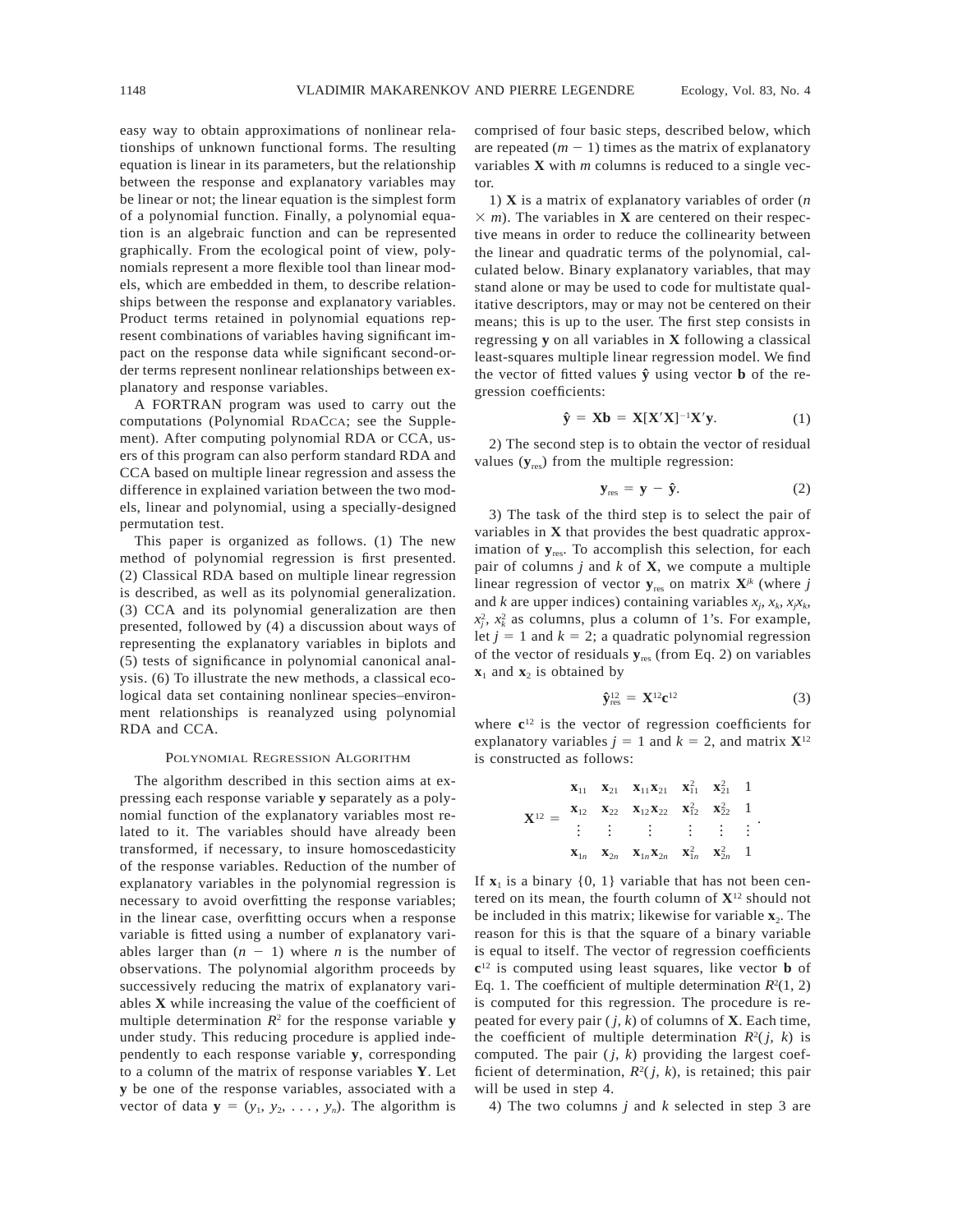easy way to obtain approximations of nonlinear relationships of unknown functional forms. The resulting equation is linear in its parameters, but the relationship between the response and explanatory variables may be linear or not; the linear equation is the simplest form of a polynomial function. Finally, a polynomial equation is an algebraic function and can be represented graphically. From the ecological point of view, polynomials represent a more flexible tool than linear models, which are embedded in them, to describe relationships between the response and explanatory variables. Product terms retained in polynomial equations represent combinations of variables having significant impact on the response data while significant second-order terms represent nonlinear relationships between explanatory and response variables.

A FORTRAN program was used to carry out the computations (Polynomial RDACCA; see the Supplement). After computing polynomial RDA or CCA, users of this program can also perform standard RDA and CCA based on multiple linear regression and assess the difference in explained variation between the two models, linear and polynomial, using a specially-designed permutation test.

This paper is organized as follows. (1) The new method of polynomial regression is first presented. (2) Classical RDA based on multiple linear regression is described, as well as its polynomial generalization. (3) CCA and its polynomial generalization are then presented, followed by (4) a discussion about ways of representing the explanatory variables in biplots and (5) tests of significance in polynomial canonical analysis. (6) To illustrate the new methods, a classical ecological data set containing nonlinear species–environment relationships is reanalyzed using polynomial RDA and CCA.

## Polynomial Regression Algorithm

The algorithm described in this section aims at expressing each response variable $\mathbf{y}$ separately as a polynomial function of the explanatory variables most related to it. The variables should have already been transformed, if necessary, to insure homoscedasticity of the response variables. Reduction of the number of explanatory variables in the polynomial regression is necessary to avoid overfitting the response variables; in the linear case, overfitting occurs when a response variable is fitted using a number of explanatory variables larger than $(n - 1)$ where $n$ is the number of observations. The polynomial algorithm proceeds by successively reducing the matrix of explanatory variables $\mathbf{X}$ while increasing the value of the coefficient of multiple determination $R^2$ for the response variable $\mathbf{y}$ under study. This reducing procedure is applied independently to each response variable $\mathbf{y}$, corresponding to a column of the matrix of response variables $\mathbf{Y}$. Let $\mathbf{y}$ be one of the response variables, associated with a vector of data $\mathbf{y} = (y_1, y_2, \ldots, y_n)$. The algorithm is comprised of four basic steps, described below, which are repeated $(m - 1)$ times as the matrix of explanatory variables $\mathbf{X}$ with $m$ columns is reduced to a single vector.

1) $\mathbf{X}$ is a matrix of explanatory variables of order $(n \times m)$. The variables in $\mathbf{X}$ are centered on their respective means in order to reduce the collinearity between the linear and quadratic terms of the polynomial, calculated below. Binary explanatory variables, that may stand alone or may be used to code for multistate qualitative descriptors, may or may not be centered on their means; this is up to the user. The first step consists in regressing $\mathbf{y}$ on all variables in $\mathbf{X}$ following a classical least-squares multiple linear regression model. We find the vector of fitted values $\hat{\mathbf{y}}$ using vector $\mathbf{b}$ of the regression coefficients:

$$\hat{\mathbf{y}} = \mathbf{X}\mathbf{b} = \mathbf{X}[\mathbf{X}'\mathbf{X}]^{-1}\mathbf{X}'\mathbf{y}. \tag{1}$$

2) The second step is to obtain the vector of residual values ($\mathbf{y}_{\text{res}}$) from the multiple regression:

$$\mathbf{y}_{\text{res}} = \mathbf{y} - \hat{\mathbf{y}}. \tag{2}$$

3) The task of the third step is to select the pair of variables in $\mathbf{X}$ that provides the best quadratic approximation of $\mathbf{y}_{\text{res}}$. To accomplish this selection, for each pair of columns $j$ and $k$ of $\mathbf{X}$, we compute a multiple linear regression of vector $\mathbf{y}_{\text{res}}$ on matrix $\mathbf{X}^{jk}$ (where $j$ and $k$ are upper indices) containing variables $x_j$, $x_k$, $x_jx_k$, $x_j^2$, $x_k^2$ as columns, plus a column of 1's. For example, let $j = 1$ and $k = 2$; a quadratic polynomial regression of the vector of residuals $\mathbf{y}_{\text{res}}$ (from Eq. 2) on variables $\mathbf{x}_1$ and $\mathbf{x}_2$ is obtained by

$$\hat{\mathbf{y}}_{\text{res}}^{12} = \mathbf{X}^{12}\mathbf{c}^{12} \tag{3}$$

where $\mathbf{c}^{12}$ is the vector of regression coefficients for explanatory variables $j = 1$ and $k = 2$, and matrix $\mathbf{X}^{12}$ is constructed as follows:

$$\mathbf{X}^{12} = \begin{matrix} \mathbf{x}_{11} & \mathbf{x}_{21} & \mathbf{x}_{11}\mathbf{x}_{21} & \mathbf{x}_{11}^2 & \mathbf{x}_{21}^2 & 1 \\ \mathbf{x}_{12} & \mathbf{x}_{22} & \mathbf{x}_{12}\mathbf{x}_{22} & \mathbf{x}_{12}^2 & \mathbf{x}_{22}^2 & 1 \\ \vdots & \vdots & \vdots & \vdots & \vdots & \vdots \\ \mathbf{x}_{1n} & \mathbf{x}_{2n} & \mathbf{x}_{1n}\mathbf{x}_{2n} & \mathbf{x}_{1n}^2 & \mathbf{x}_{2n}^2 & 1 \end{matrix}.$$

If $\mathbf{x}_1$ is a binary {0, 1} variable that has not been centered on its mean, the fourth column of $\mathbf{X}^{12}$ should not be included in this matrix; likewise for variable $\mathbf{x}_2$. The reason for this is that the square of a binary variable is equal to itself. The vector of regression coefficients $\mathbf{c}^{12}$ is computed using least squares, like vector $\mathbf{b}$ of Eq. 1. The coefficient of multiple determination $R^2(1, 2)$ is computed for this regression. The procedure is repeated for every pair $(j, k)$ of columns of $\mathbf{X}$. Each time, the coefficient of multiple determination $R^2(j, k)$ is computed. The pair $(j, k)$ providing the largest coefficient of determination, $R^2(j, k)$, is retained; this pair will be used in step 4.

4) The two columns $j$ and $k$ selected in step 3 are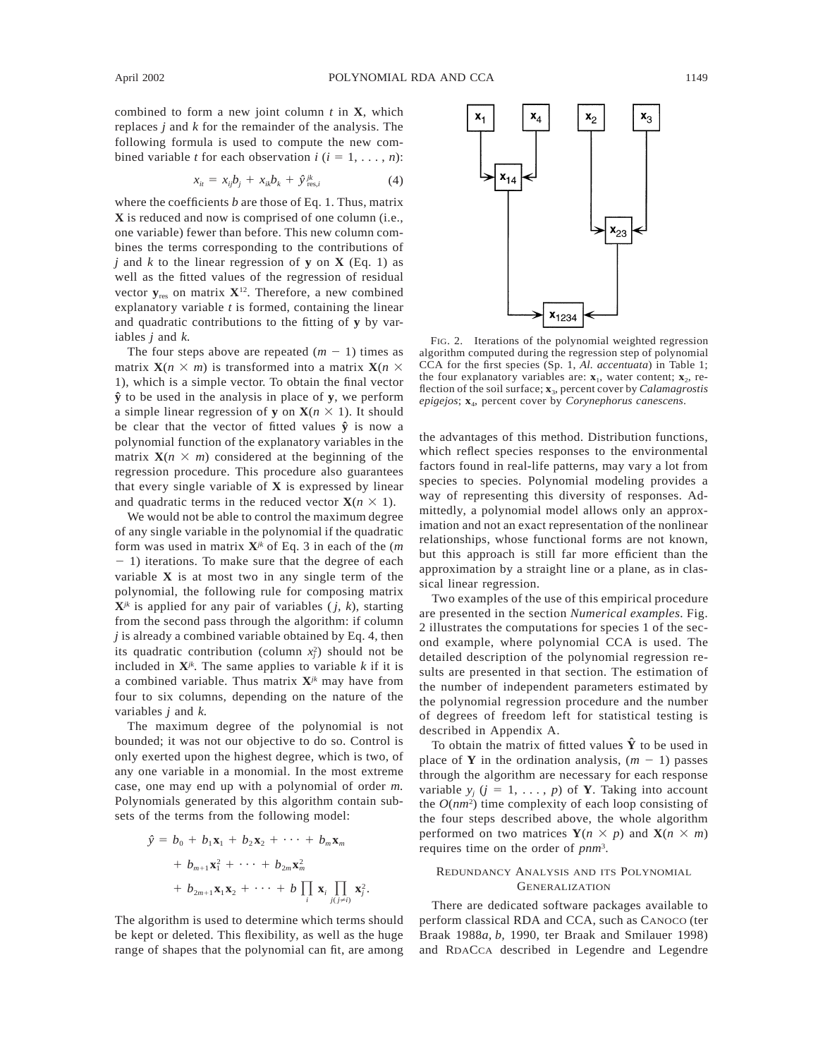combined to form a new joint column $t$ in $\mathbf{X}$, which replaces $j$ and $k$ for the remainder of the analysis. The following formula is used to compute the new combined variable $t$ for each observation $i$ ($i = 1, \ldots, n$):

$$x_{it} = x_{ij}b_j + x_{ik}b_k + \hat{y}^{jk}_{\text{res},i} \quad (4)$$

where the coefficients $b$ are those of Eq. 1. Thus, matrix $\mathbf{X}$ is reduced and now is comprised of one column (i.e., one variable) fewer than before. This new column combines the terms corresponding to the contributions of $j$ and $k$ to the linear regression of $\mathbf{y}$ on $\mathbf{X}$ (Eq. 1) as well as the fitted values of the regression of residual vector $\mathbf{y}_{\text{res}}$ on matrix $\mathbf{X}^{12}$. Therefore, a new combined explanatory variable $t$ is formed, containing the linear and quadratic contributions to the fitting of $\mathbf{y}$ by variables $j$ and $k$.

The four steps above are repeated ($m - 1$) times as matrix $\mathbf{X}(n \times m)$ is transformed into a matrix $\mathbf{X}(n \times 1)$, which is a simple vector. To obtain the final vector $\hat{\mathbf{y}}$ to be used in the analysis in place of $\mathbf{y}$, we perform a simple linear regression of $\mathbf{y}$ on $\mathbf{X}(n \times 1)$. It should be clear that the vector of fitted values $\hat{\mathbf{y}}$ is now a polynomial function of the explanatory variables in the matrix $\mathbf{X}(n \times m)$ considered at the beginning of the regression procedure. This procedure also guarantees that every single variable of $\mathbf{X}$ is expressed by linear and quadratic terms in the reduced vector $\mathbf{X}(n \times 1)$.

We would not be able to control the maximum degree of any single variable in the polynomial if the quadratic form was used in matrix $\mathbf{X}^{jk}$ of Eq. 3 in each of the ($m - 1$) iterations. To make sure that the degree of each variable $\mathbf{X}$ is at most two in any single term of the polynomial, the following rule for composing matrix $\mathbf{X}^{jk}$ is applied for any pair of variables ($j$, $k$), starting from the second pass through the algorithm: if column $j$ is already a combined variable obtained by Eq. 4, then its quadratic contribution (column $x_j^2$) should not be included in $\mathbf{X}^{jk}$. The same applies to variable $k$ if it is a combined variable. Thus matrix $\mathbf{X}^{jk}$ may have from four to six columns, depending on the nature of the variables $j$ and $k$.

The maximum degree of the polynomial is not bounded; it was not our objective to do so. Control is only exerted upon the highest degree, which is two, of any one variable in a monomial. In the most extreme case, one may end up with a polynomial of order $m$. Polynomials generated by this algorithm contain subsets of the terms from the following model:

$$\begin{aligned}\hat{y} = {} & b_0 + b_1\mathbf{x}_1 + b_2\mathbf{x}_2 + \cdots + b_m\mathbf{x}_m \\ & + b_{m+1}\mathbf{x}_1^2 + \cdots + b_{2m}\mathbf{x}_m^2 \\ & + b_{2m+1}\mathbf{x}_1\mathbf{x}_2 + \cdots + b\prod_i \mathbf{x}_i \prod_{j(j\neq i)} \mathbf{x}_j^2.\end{aligned}$$

The algorithm is used to determine which terms should be kept or deleted. This flexibility, as well as the huge range of shapes that the polynomial can fit, are among the advantages of this method. Distribution functions, which reflect species responses to the environmental factors found in real-life patterns, may vary a lot from species to species. Polynomial modeling provides a way of representing this diversity of responses. Admittedly, a polynomial model allows only an approximation and not an exact representation of the nonlinear relationships, whose functional forms are not known, but this approach is still far more efficient than the approximation by a straight line or a plane, as in classical linear regression.

FIG. 2. Iterations of the polynomial weighted regression algorithm computed during the regression step of polynomial CCA for the first species (Sp. 1, *Al. accentuata*) in Table 1; the four explanatory variables are: $\mathbf{x}_1$, water content; $\mathbf{x}_2$, reflection of the soil surface; $\mathbf{x}_3$, percent cover by *Calamagrostis epigejos*; $\mathbf{x}_4$, percent cover by *Corynephorus canescens*.

Two examples of the use of this empirical procedure are presented in the section *Numerical examples*. Fig. 2 illustrates the computations for species 1 of the second example, where polynomial CCA is used. The detailed description of the polynomial regression results are presented in that section. The estimation of the number of independent parameters estimated by the polynomial regression procedure and the number of degrees of freedom left for statistical testing is described in Appendix A.

To obtain the matrix of fitted values $\hat{\mathbf{Y}}$ to be used in place of $\mathbf{Y}$ in the ordination analysis, ($m - 1$) passes through the algorithm are necessary for each response variable $y_j$ ($j = 1, \ldots, p$) of $\mathbf{Y}$. Taking into account the $O(nm^2)$ time complexity of each loop consisting of the four steps described above, the whole algorithm performed on two matrices $\mathbf{Y}(n \times p)$ and $\mathbf{X}(n \times m)$ requires time on the order of $pnm^3$.

## Redundancy Analysis and its Polynomial Generalization

There are dedicated software packages available to perform classical RDA and CCA, such as CANOCO (ter Braak 1988*a*, *b*, 1990, ter Braak and Smilauer 1998) and RDACCA described in Legendre and Legendre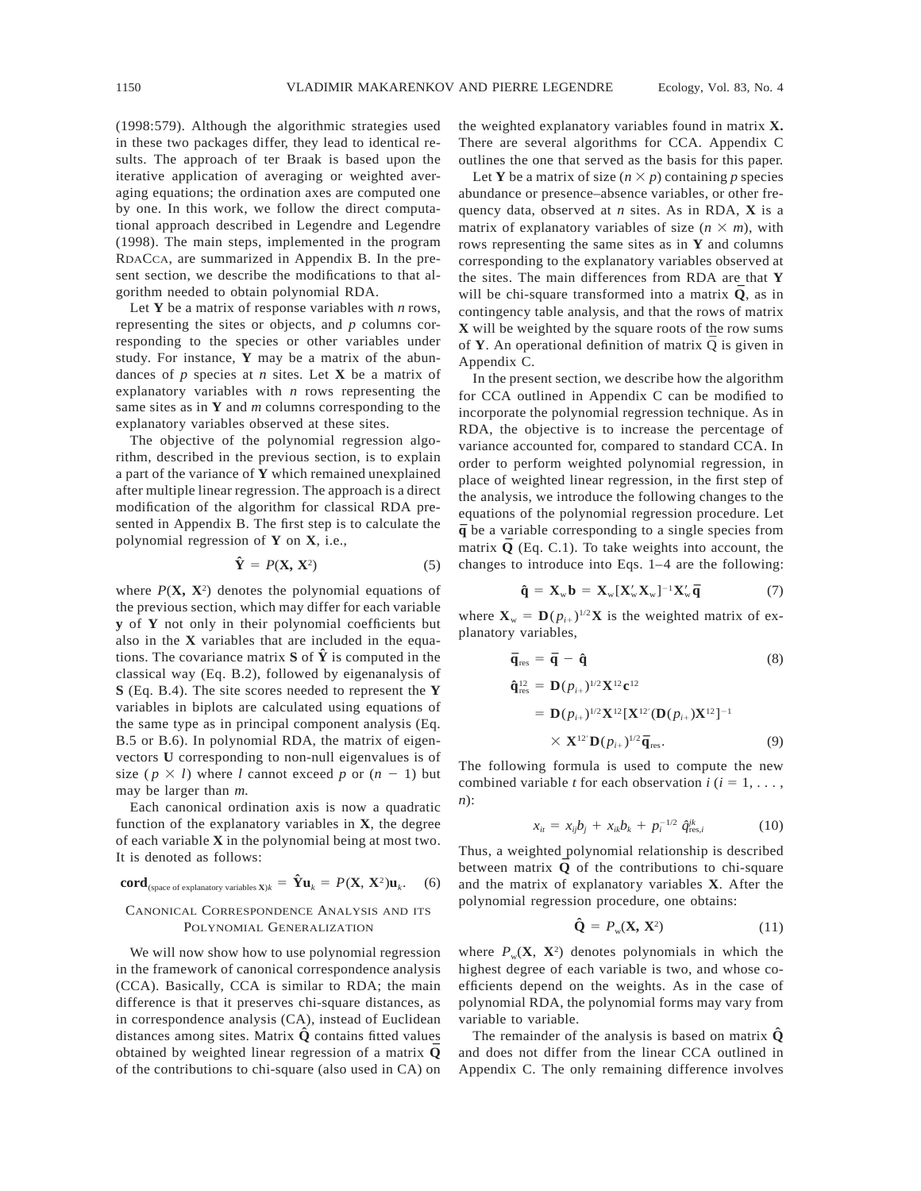(1998:579). Although the algorithmic strategies used in these two packages differ, they lead to identical results. The approach of ter Braak is based upon the iterative application of averaging or weighted averaging equations; the ordination axes are computed one by one. In this work, we follow the direct computational approach described in Legendre and Legendre (1998). The main steps, implemented in the program RDACCA, are summarized in Appendix B. In the present section, we describe the modifications to that algorithm needed to obtain polynomial RDA.

Let **Y** be a matrix of response variables with *n* rows, representing the sites or objects, and *p* columns corresponding to the species or other variables under study. For instance, **Y** may be a matrix of the abundances of *p* species at *n* sites. Let **X** be a matrix of explanatory variables with *n* rows representing the same sites as in **Y** and *m* columns corresponding to the explanatory variables observed at these sites.

The objective of the polynomial regression algorithm, described in the previous section, is to explain a part of the variance of **Y** which remained unexplained after multiple linear regression. The approach is a direct modification of the algorithm for classical RDA presented in Appendix B. The first step is to calculate the polynomial regression of **Y** on **X**, i.e.,

$$\hat{\mathbf{Y}} = P(\mathbf{X}, \mathbf{X}^2) \tag{5}$$

where $P(\mathbf{X}, \mathbf{X}^2)$ denotes the polynomial equations of the previous section, which may differ for each variable **y** of **Y** not only in their polynomial coefficients but also in the **X** variables that are included in the equations. The covariance matrix **S** of $\hat{\mathbf{Y}}$ is computed in the classical way (Eq. B.2), followed by eigenanalysis of **S** (Eq. B.4). The site scores needed to represent the **Y** variables in biplots are calculated using equations of the same type as in principal component analysis (Eq. B.5 or B.6). In polynomial RDA, the matrix of eigenvectors **U** corresponding to non-null eigenvalues is of size ($p \times l$) where $l$ cannot exceed $p$ or $(n - 1)$ but may be larger than $m$.

Each canonical ordination axis is now a quadratic function of the explanatory variables in **X**, the degree of each variable **X** in the polynomial being at most two. It is denoted as follows:

$$\mathbf{cord}_{(\text{space of explanatory variables } \mathbf{X})k} = \hat{\mathbf{Y}}\mathbf{u}_k = P(\mathbf{X}, \mathbf{X}^2)\mathbf{u}_k. \tag{6}$$

## Canonical Correspondence Analysis and its Polynomial Generalization

We will now show how to use polynomial regression in the framework of canonical correspondence analysis (CCA). Basically, CCA is similar to RDA; the main difference is that it preserves chi-square distances, as in correspondence analysis (CA), instead of Euclidean distances among sites. Matrix $\hat{\mathbf{Q}}$ contains fitted values obtained by weighted linear regression of a matrix $\bar{\mathbf{Q}}$ of the contributions to chi-square (also used in CA) on the weighted explanatory variables found in matrix **X.** There are several algorithms for CCA. Appendix C outlines the one that served as the basis for this paper.

Let **Y** be a matrix of size ($n \times p$) containing *p* species abundance or presence–absence variables, or other frequency data, observed at *n* sites. As in RDA, **X** is a matrix of explanatory variables of size ($n \times m$), with rows representing the same sites as in **Y** and columns corresponding to the explanatory variables observed at the sites. The main differences from RDA are that **Y** will be chi-square transformed into a matrix $\bar{\mathbf{Q}}$, as in contingency table analysis, and that the rows of matrix **X** will be weighted by the square roots of the row sums of **Y**. An operational definition of matrix $\bar{\mathbf{Q}}$ is given in Appendix C.

In the present section, we describe how the algorithm for CCA outlined in Appendix C can be modified to incorporate the polynomial regression technique. As in RDA, the objective is to increase the percentage of variance accounted for, compared to standard CCA. In order to perform weighted polynomial regression, in place of weighted linear regression, in the first step of the analysis, we introduce the following changes to the equations of the polynomial regression procedure. Let $\bar{\mathbf{q}}$ be a variable corresponding to a single species from matrix $\bar{\mathbf{Q}}$ (Eq. C.1). To take weights into account, the changes to introduce into Eqs. 1–4 are the following:

$$\hat{\mathbf{q}} = \mathbf{X}_w\mathbf{b} = \mathbf{X}_w[\mathbf{X}_w'\mathbf{X}_w]^{-1}\mathbf{X}_w'\bar{\mathbf{q}} \tag{7}$$

where $\mathbf{X}_w = \mathbf{D}(p_{i+})^{1/2}\mathbf{X}$ is the weighted matrix of explanatory variables,

$$\bar{\mathbf{q}}_{\text{res}} = \bar{\mathbf{q}} - \hat{\mathbf{q}} \tag{8}$$

$$\begin{aligned}
\hat{\mathbf{q}}_{\text{res}}^{12} &= \mathbf{D}(p_{i+})^{1/2}\mathbf{X}^{12}\mathbf{c}^{12} \\
&= \mathbf{D}(p_{i+})^{1/2}\mathbf{X}^{12}[\mathbf{X}^{12'}(\mathbf{D}(p_{i+})\mathbf{X}^{12}]^{-1} \\
&\quad \times \mathbf{X}^{12'}\mathbf{D}(p_{i+})^{1/2}\bar{\mathbf{q}}_{\text{res}}.
\end{aligned} \tag{9}$$

The following formula is used to compute the new combined variable *t* for each observation $i$ ($i = 1, \ldots, n$):

$$x_{it} = x_{ij}b_j + x_{ik}b_k + p_i^{-1/2}\,\hat{q}_{\text{res},i}^{jk} \tag{10}$$

Thus, a weighted polynomial relationship is described between matrix $\bar{\mathbf{Q}}$ of the contributions to chi-square and the matrix of explanatory variables **X**. After the polynomial regression procedure, one obtains:

$$\hat{\mathbf{Q}} = P_w(\mathbf{X}, \mathbf{X}^2) \tag{11}$$

where $P_w(\mathbf{X}, \mathbf{X}^2)$ denotes polynomials in which the highest degree of each variable is two, and whose coefficients depend on the weights. As in the case of polynomial RDA, the polynomial forms may vary from variable to variable.

The remainder of the analysis is based on matrix $\hat{\mathbf{Q}}$ and does not differ from the linear CCA outlined in Appendix C. The only remaining difference involves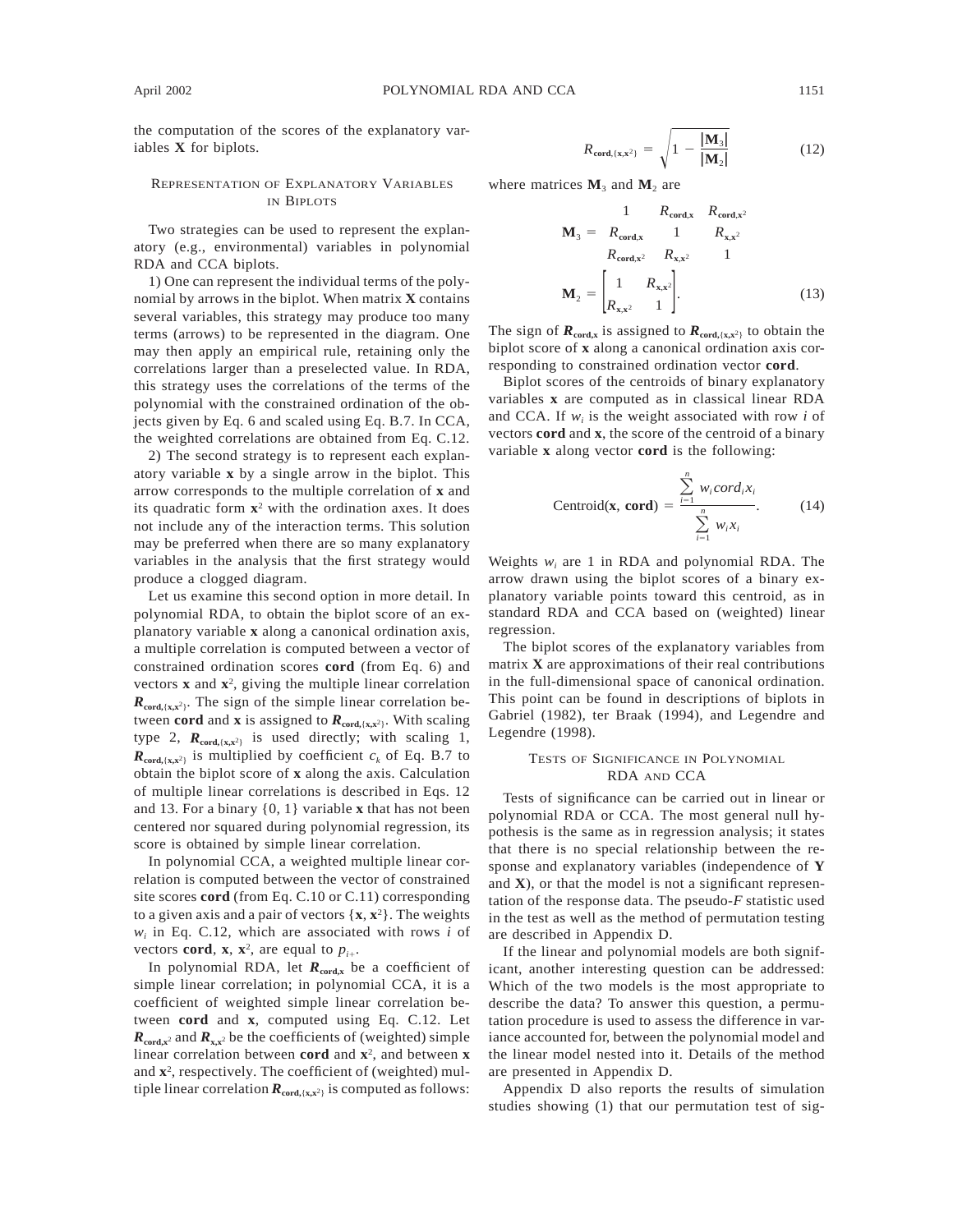the computation of the scores of the explanatory variables **X** for biplots.

## Representation of Explanatory Variables in Biplots

Two strategies can be used to represent the explanatory (e.g., environmental) variables in polynomial RDA and CCA biplots.

1) One can represent the individual terms of the polynomial by arrows in the biplot. When matrix **X** contains several variables, this strategy may produce too many terms (arrows) to be represented in the diagram. One may then apply an empirical rule, retaining only the correlations larger than a preselected value. In RDA, this strategy uses the correlations of the terms of the polynomial with the constrained ordination of the objects given by Eq. 6 and scaled using Eq. B.7. In CCA, the weighted correlations are obtained from Eq. C.12.

2) The second strategy is to represent each explanatory variable **x** by a single arrow in the biplot. This arrow corresponds to the multiple correlation of **x** and its quadratic form $\mathbf{x}^2$ with the ordination axes. It does not include any of the interaction terms. This solution may be preferred when there are so many explanatory variables in the analysis that the first strategy would produce a clogged diagram.

Let us examine this second option in more detail. In polynomial RDA, to obtain the biplot score of an explanatory variable **x** along a canonical ordination axis, a multiple correlation is computed between a vector of constrained ordination scores **cord** (from Eq. 6) and vectors **x** and $\mathbf{x}^2$, giving the multiple linear correlation $\boldsymbol{R}_{\mathbf{cord},\{\mathbf{x},\mathbf{x}^2\}}$. The sign of the simple linear correlation between **cord** and **x** is assigned to $\boldsymbol{R}_{\mathbf{cord},\{\mathbf{x},\mathbf{x}^2\}}$. With scaling type 2, $\boldsymbol{R}_{\mathbf{cord},\{\mathbf{x},\mathbf{x}^2\}}$ is used directly; with scaling 1, $\boldsymbol{R}_{\mathbf{cord},\{\mathbf{x},\mathbf{x}^2\}}$ is multiplied by coefficient $c_k$ of Eq. B.7 to obtain the biplot score of **x** along the axis. Calculation of multiple linear correlations is described in Eqs. 12 and 13. For a binary {0, 1} variable **x** that has not been centered nor squared during polynomial regression, its score is obtained by simple linear correlation.

In polynomial CCA, a weighted multiple linear correlation is computed between the vector of constrained site scores **cord** (from Eq. C.10 or C.11) corresponding to a given axis and a pair of vectors $\{\mathbf{x}, \mathbf{x}^2\}$. The weights $w_i$ in Eq. C.12, which are associated with rows $i$ of vectors **cord**, **x**, $\mathbf{x}^2$, are equal to $p_{i+}$.

In polynomial RDA, let $\boldsymbol{R}_{\mathbf{cord},\mathbf{x}}$ be a coefficient of simple linear correlation; in polynomial CCA, it is a coefficient of weighted simple linear correlation between **cord** and **x**, computed using Eq. C.12. Let $\boldsymbol{R}_{\mathbf{cord},\mathbf{x}^2}$ and $\boldsymbol{R}_{\mathbf{x},\mathbf{x}^2}$ be the coefficients of (weighted) simple linear correlation between **cord** and $\mathbf{x}^2$, and between **x** and $\mathbf{x}^2$, respectively. The coefficient of (weighted) multiple linear correlation $\boldsymbol{R}_{\mathbf{cord},\{\mathbf{x},\mathbf{x}^2\}}$ is computed as follows:

$$R_{\mathbf{cord},\{\mathbf{x},\mathbf{x}^2\}} = \sqrt{1 - \frac{|\mathbf{M}_3|}{|\mathbf{M}_2|}} \qquad (12)$$

where matrices $\mathbf{M}_3$ and $\mathbf{M}_2$ are

$$\mathbf{M}_3 = \begin{matrix} 1 & R_{\mathbf{cord},\mathbf{x}} & R_{\mathbf{cord},\mathbf{x}^2} \\ R_{\mathbf{cord},\mathbf{x}} & 1 & R_{\mathbf{x},\mathbf{x}^2} \\ R_{\mathbf{cord},\mathbf{x}^2} & R_{\mathbf{x},\mathbf{x}^2} & 1 \end{matrix}$$

$$\mathbf{M}_2 = \begin{bmatrix} 1 & R_{\mathbf{x},\mathbf{x}^2} \\ R_{\mathbf{x},\mathbf{x}^2} & 1 \end{bmatrix}. \qquad (13)$$

The sign of $\boldsymbol{R}_{\mathbf{cord},\mathbf{x}}$ is assigned to $\boldsymbol{R}_{\mathbf{cord},\{\mathbf{x},\mathbf{x}^2\}}$ to obtain the biplot score of **x** along a canonical ordination axis corresponding to constrained ordination vector **cord**.

Biplot scores of the centroids of binary explanatory variables **x** are computed as in classical linear RDA and CCA. If $w_i$ is the weight associated with row $i$ of vectors **cord** and **x**, the score of the centroid of a binary variable **x** along vector **cord** is the following:

$$\text{Centroid}(\mathbf{x}, \mathbf{cord}) = \frac{\sum_{i=1}^{n} w_i cord_i x_i}{\sum_{i=1}^{n} w_i x_i}. \qquad (14)$$

Weights $w_i$ are 1 in RDA and polynomial RDA. The arrow drawn using the biplot scores of a binary explanatory variable points toward this centroid, as in standard RDA and CCA based on (weighted) linear regression.

The biplot scores of the explanatory variables from matrix **X** are approximations of their real contributions in the full-dimensional space of canonical ordination. This point can be found in descriptions of biplots in Gabriel (1982), ter Braak (1994), and Legendre and Legendre (1998).

## Tests of Significance in Polynomial RDA and CCA

Tests of significance can be carried out in linear or polynomial RDA or CCA. The most general null hypothesis is the same as in regression analysis; it states that there is no special relationship between the response and explanatory variables (independence of **Y** and **X**), or that the model is not a significant representation of the response data. The pseudo-$F$ statistic used in the test as well as the method of permutation testing are described in Appendix D.

If the linear and polynomial models are both significant, another interesting question can be addressed: Which of the two models is the most appropriate to describe the data? To answer this question, a permutation procedure is used to assess the difference in variance accounted for, between the polynomial model and the linear model nested into it. Details of the method are presented in Appendix D.

Appendix D also reports the results of simulation studies showing (1) that our permutation test of sig-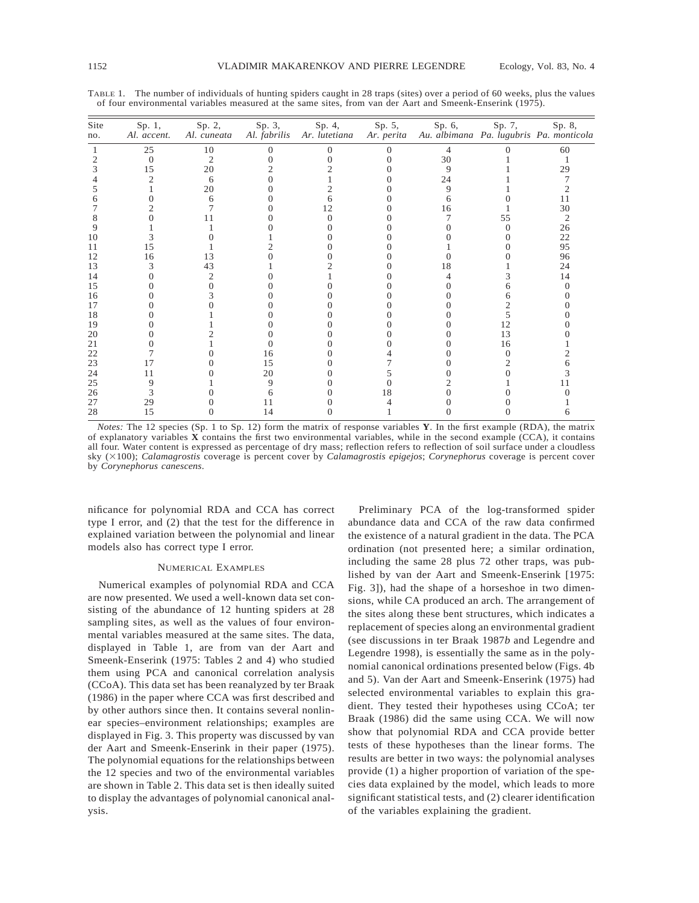TABLE 1. The number of individuals of hunting spiders caught in 28 traps (sites) over a period of 60 weeks, plus the values of four environmental variables measured at the same sites, from van der Aart and Smeenk-Enserink (1975).

| Site no. | Sp. 1, *Al. accent.* | Sp. 2, *Al. cuneata* | Sp. 3, *Al. fabrilis* | Sp. 4, *Ar. lutetiana* | Sp. 5, *Ar. perita* | Sp. 6, *Au. albimana* | Sp. 7, *Pa. lugubris* | Sp. 8, *Pa. monticola* |
|---|---|---|---|---|---|---|---|---|
| 1 | 25 | 10 | 0 | 0 | 0 | 4 | 0 | 60 |
| 2 | 0 | 2 | 0 | 0 | 0 | 30 | 1 | 1 |
| 3 | 15 | 20 | 2 | 2 | 0 | 9 | 1 | 29 |
| 4 | 2 | 6 | 0 | 1 | 0 | 24 | 1 | 7 |
| 5 | 1 | 20 | 0 | 2 | 0 | 9 | 1 | 2 |
| 6 | 0 | 6 | 0 | 6 | 0 | 6 | 0 | 11 |
| 7 | 2 | 7 | 0 | 12 | 0 | 16 | 1 | 30 |
| 8 | 0 | 11 | 0 | 0 | 0 | 7 | 55 | 2 |
| 9 | 1 | 1 | 0 | 0 | 0 | 0 | 0 | 26 |
| 10 | 3 | 0 | 1 | 0 | 0 | 0 | 0 | 22 |
| 11 | 15 | 1 | 2 | 0 | 0 | 1 | 0 | 95 |
| 12 | 16 | 13 | 0 | 0 | 0 | 0 | 0 | 96 |
| 13 | 3 | 43 | 1 | 2 | 0 | 18 | 1 | 24 |
| 14 | 0 | 2 | 0 | 1 | 0 | 4 | 3 | 14 |
| 15 | 0 | 0 | 0 | 0 | 0 | 0 | 6 | 0 |
| 16 | 0 | 3 | 0 | 0 | 0 | 0 | 6 | 0 |
| 17 | 0 | 0 | 0 | 0 | 0 | 0 | 2 | 0 |
| 18 | 0 | 1 | 0 | 0 | 0 | 0 | 5 | 0 |
| 19 | 0 | 1 | 0 | 0 | 0 | 0 | 12 | 0 |
| 20 | 0 | 2 | 0 | 0 | 0 | 0 | 13 | 0 |
| 21 | 0 | 1 | 0 | 0 | 0 | 0 | 16 | 1 |
| 22 | 7 | 0 | 16 | 0 | 4 | 0 | 0 | 2 |
| 23 | 17 | 0 | 15 | 0 | 7 | 0 | 2 | 6 |
| 24 | 11 | 0 | 20 | 0 | 5 | 0 | 0 | 3 |
| 25 | 9 | 1 | 9 | 0 | 0 | 2 | 1 | 11 |
| 26 | 3 | 0 | 6 | 0 | 18 | 0 | 0 | 0 |
| 27 | 29 | 0 | 11 | 0 | 4 | 0 | 0 | 1 |
| 28 | 15 | 0 | 14 | 0 | 1 | 0 | 0 | 6 |

*Notes:* The 12 species (Sp. 1 to Sp. 12) form the matrix of response variables **Y**. In the first example (RDA), the matrix of explanatory variables **X** contains the first two environmental variables, while in the second example (CCA), it contains all four. Water content is expressed as percentage of dry mass; reflection refers to reflection of soil surface under a cloudless sky (×100); *Calamagrostis* coverage is percent cover by *Calamagrostis epigejos*; *Corynephorus* coverage is percent cover by *Corynephorus canescens*.

nificance for polynomial RDA and CCA has correct type I error, and (2) that the test for the difference in explained variation between the polynomial and linear models also has correct type I error.

## NUMERICAL EXAMPLES

Numerical examples of polynomial RDA and CCA are now presented. We used a well-known data set consisting of the abundance of 12 hunting spiders at 28 sampling sites, as well as the values of four environmental variables measured at the same sites. The data, displayed in Table 1, are from van der Aart and Smeenk-Enserink (1975: Tables 2 and 4) who studied them using PCA and canonical correlation analysis (CCoA). This data set has been reanalyzed by ter Braak (1986) in the paper where CCA was first described and by other authors since then. It contains several nonlinear species–environment relationships; examples are displayed in Fig. 3. This property was discussed by van der Aart and Smeenk-Enserink in their paper (1975). The polynomial equations for the relationships between the 12 species and two of the environmental variables are shown in Table 2. This data set is then ideally suited to display the advantages of polynomial canonical analysis.

Preliminary PCA of the log-transformed spider abundance data and CCA of the raw data confirmed the existence of a natural gradient in the data. The PCA ordination (not presented here; a similar ordination, including the same 28 plus 72 other traps, was published by van der Aart and Smeenk-Enserink [1975: Fig. 3]), had the shape of a horseshoe in two dimensions, while CA produced an arch. The arrangement of the sites along these bent structures, which indicates a replacement of species along an environmental gradient (see discussions in ter Braak 1987*b* and Legendre and Legendre 1998), is essentially the same as in the polynomial canonical ordinations presented below (Figs. 4b and 5). Van der Aart and Smeenk-Enserink (1975) had selected environmental variables to explain this gradient. They tested their hypotheses using CCoA; ter Braak (1986) did the same using CCA. We will now show that polynomial RDA and CCA provide better tests of these hypotheses than the linear forms. The results are better in two ways: the polynomial analyses provide (1) a higher proportion of variation of the species data explained by the model, which leads to more significant statistical tests, and (2) clearer identification of the variables explaining the gradient.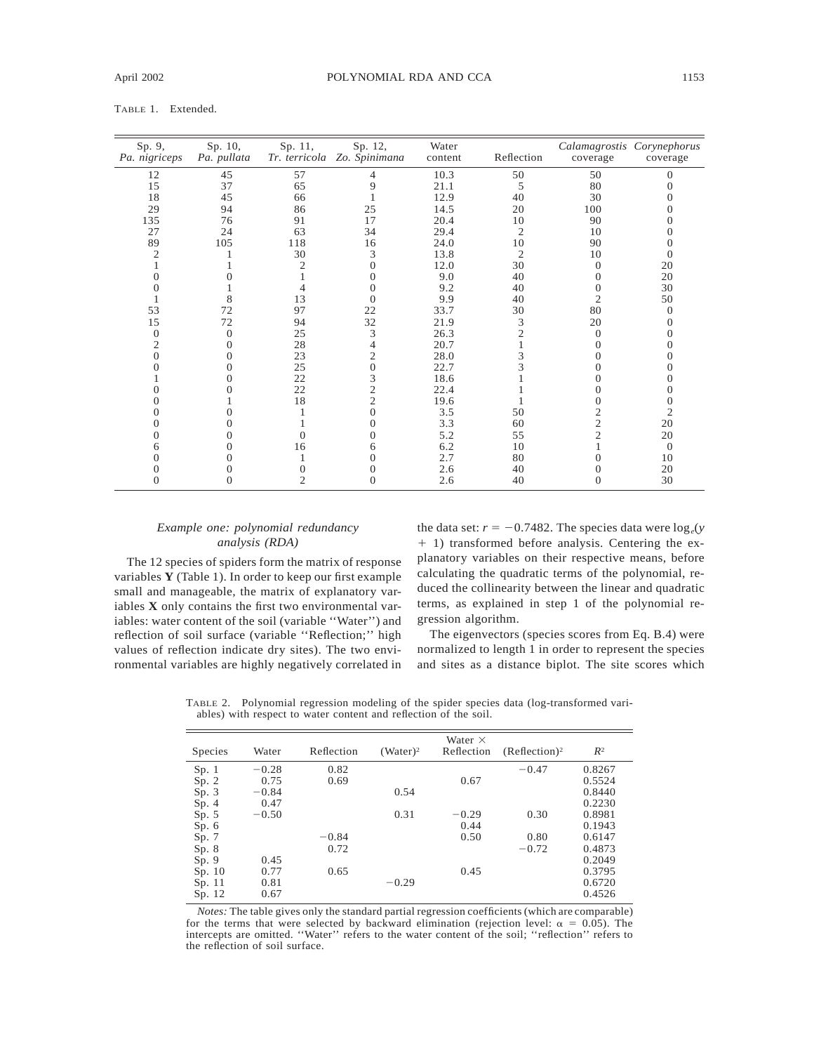TABLE 1. Extended.

| Sp. 9, *Pa. nigriceps* | Sp. 10, *Pa. pullata* | Sp. 11, *Tr. terricola* | Sp. 12, *Zo. Spinimana* | Water content | Reflection | *Calamagrostis* coverage | *Corynephorus* coverage |
|---|---|---|---|---|---|---|---|
| 12 | 45 | 57 | 4 | 10.3 | 50 | 50 | 0 |
| 15 | 37 | 65 | 9 | 21.1 | 5 | 80 | 0 |
| 18 | 45 | 66 | 1 | 12.9 | 40 | 30 | 0 |
| 29 | 94 | 86 | 25 | 14.5 | 20 | 100 | 0 |
| 135 | 76 | 91 | 17 | 20.4 | 10 | 90 | 0 |
| 27 | 24 | 63 | 34 | 29.4 | 2 | 10 | 0 |
| 89 | 105 | 118 | 16 | 24.0 | 10 | 90 | 0 |
| 2 | 1 | 30 | 3 | 13.8 | 2 | 10 | 0 |
| 1 | 1 | 2 | 0 | 12.0 | 30 | 0 | 20 |
| 0 | 0 | 1 | 0 | 9.0 | 40 | 0 | 20 |
| 0 | 1 | 4 | 0 | 9.2 | 40 | 0 | 30 |
| 1 | 8 | 13 | 0 | 9.9 | 40 | 2 | 50 |
| 53 | 72 | 97 | 22 | 33.7 | 30 | 80 | 0 |
| 15 | 72 | 94 | 32 | 21.9 | 3 | 20 | 0 |
| 0 | 0 | 25 | 3 | 26.3 | 2 | 0 | 0 |
| 2 | 0 | 28 | 4 | 20.7 | 1 | 0 | 0 |
| 0 | 0 | 23 | 2 | 28.0 | 3 | 0 | 0 |
| 0 | 0 | 25 | 0 | 22.7 | 3 | 0 | 0 |
| 1 | 0 | 22 | 3 | 18.6 | 1 | 0 | 0 |
| 0 | 0 | 22 | 2 | 22.4 | 1 | 0 | 0 |
| 0 | 1 | 18 | 2 | 19.6 | 1 | 0 | 0 |
| 0 | 0 | 1 | 0 | 3.5 | 50 | 2 | 2 |
| 0 | 0 | 1 | 0 | 3.3 | 60 | 2 | 20 |
| 0 | 0 | 0 | 0 | 5.2 | 55 | 2 | 20 |
| 6 | 0 | 16 | 6 | 6.2 | 10 | 1 | 0 |
| 0 | 0 | 1 | 0 | 2.7 | 80 | 0 | 10 |
| 0 | 0 | 0 | 0 | 2.6 | 40 | 0 | 20 |
| 0 | 0 | 2 | 0 | 2.6 | 40 | 0 | 30 |

### *Example one: polynomial redundancy analysis (RDA)*

The 12 species of spiders form the matrix of response variables **Y** (Table 1). In order to keep our first example small and manageable, the matrix of explanatory variables **X** only contains the first two environmental variables: water content of the soil (variable ''Water'') and reflection of soil surface (variable ''Reflection;'' high values of reflection indicate dry sites). The two environmental variables are highly negatively correlated in the data set: $r = -0.7482$. The species data were $\log_e(y + 1)$ transformed before analysis. Centering the explanatory variables on their respective means, before calculating the quadratic terms of the polynomial, reduced the collinearity between the linear and quadratic terms, as explained in step 1 of the polynomial regression algorithm.

The eigenvectors (species scores from Eq. B.4) were normalized to length 1 in order to represent the species and sites as a distance biplot. The site scores which

TABLE 2. Polynomial regression modeling of the spider species data (log-transformed variables) with respect to water content and reflection of the soil.

| Species | Water | Reflection | $(\text{Water})^2$ | Water × Reflection | $(\text{Reflection})^2$ | $R^2$ |
|---|---|---|---|---|---|---|
| Sp. 1 | −0.28 | 0.82 | | | −0.47 | 0.8267 |
| Sp. 2 | 0.75 | 0.69 | | 0.67 | | 0.5524 |
| Sp. 3 | −0.84 | | 0.54 | | | 0.8440 |
| Sp. 4 | 0.47 | | | | | 0.2230 |
| Sp. 5 | −0.50 | | 0.31 | −0.29 | 0.30 | 0.8981 |
| Sp. 6 | | | | 0.44 | | 0.1943 |
| Sp. 7 | | −0.84 | | 0.50 | 0.80 | 0.6147 |
| Sp. 8 | | 0.72 | | | −0.72 | 0.4873 |
| Sp. 9 | 0.45 | | | | | 0.2049 |
| Sp. 10 | 0.77 | 0.65 | | 0.45 | | 0.3795 |
| Sp. 11 | 0.81 | | −0.29 | | | 0.6720 |
| Sp. 12 | 0.67 | | | | | 0.4526 |

*Notes:* The table gives only the standard partial regression coefficients (which are comparable) for the terms that were selected by backward elimination (rejection level: $\alpha = 0.05$). The intercepts are omitted. ''Water'' refers to the water content of the soil; ''reflection'' refers to the reflection of soil surface.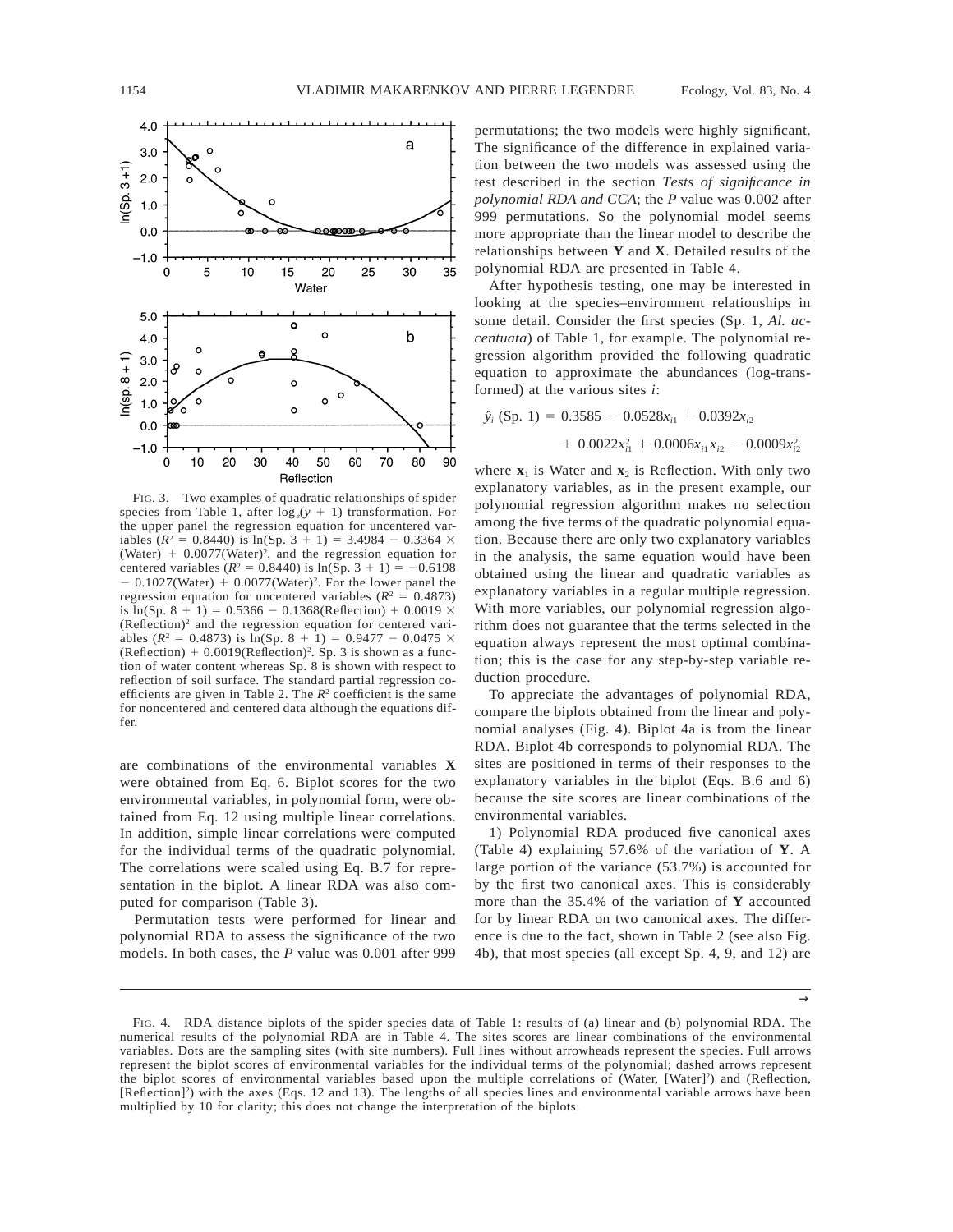FIG. 3. Two examples of quadratic relationships of spider species from Table 1, after $\log_e(y + 1)$ transformation. For the upper panel the regression equation for uncentered variables ($R^2 = 0.8440$) is ln(Sp. 3 + 1) = 3.4984 − 0.3364 × (Water) + 0.0077(Water)$^2$, and the regression equation for centered variables ($R^2 = 0.8440$) is ln(Sp. 3 + 1) = −0.6198 − 0.1027(Water) + 0.0077(Water)$^2$. For the lower panel the regression equation for uncentered variables ($R^2 = 0.4873$) is ln(Sp. 8 + 1) = 0.5366 − 0.1368(Reflection) + 0.0019 × (Reflection)$^2$ and the regression equation for centered variables ($R^2 = 0.4873$) is ln(Sp. 8 + 1) = 0.9477 − 0.0475 × (Reflection) + 0.0019(Reflection)$^2$. Sp. 3 is shown as a function of water content whereas Sp. 8 is shown with respect to reflection of soil surface. The standard partial regression coefficients are given in Table 2. The $R^2$ coefficient is the same for noncentered and centered data although the equations differ.

are combinations of the environmental variables **X** were obtained from Eq. 6. Biplot scores for the two environmental variables, in polynomial form, were obtained from Eq. 12 using multiple linear correlations. In addition, simple linear correlations were computed for the individual terms of the quadratic polynomial. The correlations were scaled using Eq. B.7 for representation in the biplot. A linear RDA was also computed for comparison (Table 3).

Permutation tests were performed for linear and polynomial RDA to assess the significance of the two models. In both cases, the $P$ value was 0.001 after 999 permutations; the two models were highly significant. The significance of the difference in explained variation between the two models was assessed using the test described in the section *Tests of significance in polynomial RDA and CCA*; the $P$ value was 0.002 after 999 permutations. So the polynomial model seems more appropriate than the linear model to describe the relationships between **Y** and **X**. Detailed results of the polynomial RDA are presented in Table 4.

After hypothesis testing, one may be interested in looking at the species–environment relationships in some detail. Consider the first species (Sp. 1, *Al. accentuata*) of Table 1, for example. The polynomial regression algorithm provided the following quadratic equation to approximate the abundances (log-transformed) at the various sites $i$:

$$\hat{y}_i \text{ (Sp. 1)} = 0.3585 - 0.0528x_{i1} + 0.0392x_{i2} + 0.0022x_{i1}^2 + 0.0006x_{i1}x_{i2} - 0.0009x_{i2}^2$$

where $\mathbf{x}_1$ is Water and $\mathbf{x}_2$ is Reflection. With only two explanatory variables, as in the present example, our polynomial regression algorithm makes no selection among the five terms of the quadratic polynomial equation. Because there are only two explanatory variables in the analysis, the same equation would have been obtained using the linear and quadratic variables as explanatory variables in a regular multiple regression. With more variables, our polynomial regression algorithm does not guarantee that the terms selected in the equation always represent the most optimal combination; this is the case for any step-by-step variable reduction procedure.

To appreciate the advantages of polynomial RDA, compare the biplots obtained from the linear and polynomial analyses (Fig. 4). Biplot 4a is from the linear RDA. Biplot 4b corresponds to polynomial RDA. The sites are positioned in terms of their responses to the explanatory variables in the biplot (Eqs. B.6 and 6) because the site scores are linear combinations of the environmental variables.

1) Polynomial RDA produced five canonical axes (Table 4) explaining 57.6% of the variation of **Y**. A large portion of the variance (53.7%) is accounted for by the first two canonical axes. This is considerably more than the 35.4% of the variation of **Y** accounted for by linear RDA on two canonical axes. The difference is due to the fact, shown in Table 2 (see also Fig. 4b), that most species (all except Sp. 4, 9, and 12) are

FIG. 4. RDA distance biplots of the spider species data of Table 1: results of (a) linear and (b) polynomial RDA. The numerical results of the polynomial RDA are in Table 4. The sites scores are linear combinations of the environmental variables. Dots are the sampling sites (with site numbers). Full lines without arrowheads represent the species. Full arrows represent the biplot scores of environmental variables for the individual terms of the polynomial; dashed arrows represent the biplot scores of environmental variables based upon the multiple correlations of (Water, [Water]$^2$) and (Reflection, [Reflection]$^2$) with the axes (Eqs. 12 and 13). The lengths of all species lines and environmental variable arrows have been multiplied by 10 for clarity; this does not change the interpretation of the biplots.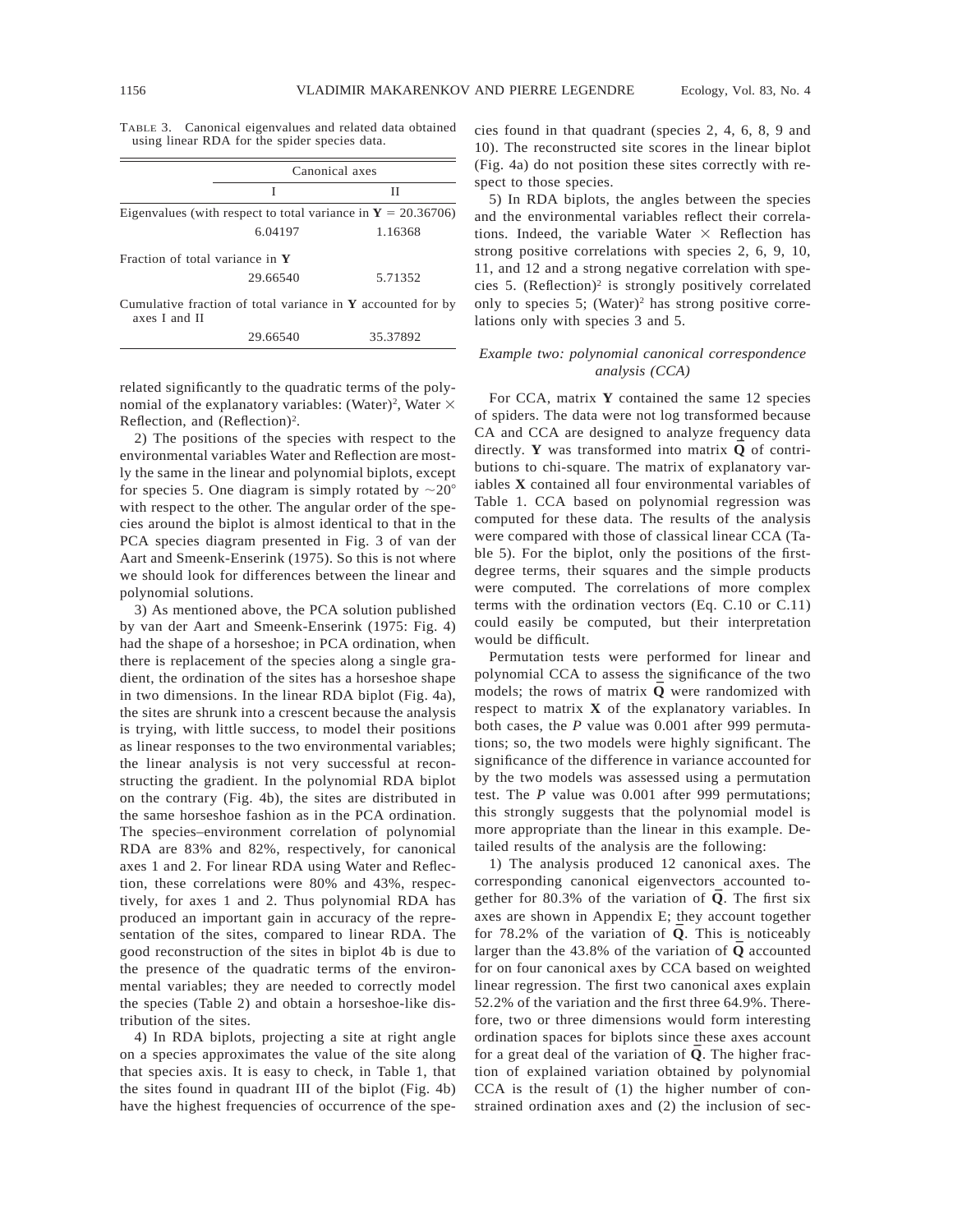TABLE 3. Canonical eigenvalues and related data obtained using linear RDA for the spider species data.

| | Canonical axes | |
|---|---|---|
| | I | II |
| Eigenvalues (with respect to total variance in $\mathbf{Y}$ = 20.36706) | | |
| | 6.04197 | 1.16368 |
| Fraction of total variance in $\mathbf{Y}$ | | |
| | 29.66540 | 5.71352 |
| Cumulative fraction of total variance in $\mathbf{Y}$ accounted for by axes I and II | | |
| | 29.66540 | 35.37892 |

related significantly to the quadratic terms of the polynomial of the explanatory variables: $(\text{Water})^2$, Water $\times$ Reflection, and $(\text{Reflection})^2$.

2) The positions of the species with respect to the environmental variables Water and Reflection are mostly the same in the linear and polynomial biplots, except for species 5. One diagram is simply rotated by $\sim 20°$ with respect to the other. The angular order of the species around the biplot is almost identical to that in the PCA species diagram presented in Fig. 3 of van der Aart and Smeenk-Enserink (1975). So this is not where we should look for differences between the linear and polynomial solutions.

3) As mentioned above, the PCA solution published by van der Aart and Smeenk-Enserink (1975: Fig. 4) had the shape of a horseshoe; in PCA ordination, when there is replacement of the species along a single gradient, the ordination of the sites has a horseshoe shape in two dimensions. In the linear RDA biplot (Fig. 4a), the sites are shrunk into a crescent because the analysis is trying, with little success, to model their positions as linear responses to the two environmental variables; the linear analysis is not very successful at reconstructing the gradient. In the polynomial RDA biplot on the contrary (Fig. 4b), the sites are distributed in the same horseshoe fashion as in the PCA ordination. The species–environment correlation of polynomial RDA are 83% and 82%, respectively, for canonical axes 1 and 2. For linear RDA using Water and Reflection, these correlations were 80% and 43%, respectively, for axes 1 and 2. Thus polynomial RDA has produced an important gain in accuracy of the representation of the sites, compared to linear RDA. The good reconstruction of the sites in biplot 4b is due to the presence of the quadratic terms of the environmental variables; they are needed to correctly model the species (Table 2) and obtain a horseshoe-like distribution of the sites.

4) In RDA biplots, projecting a site at right angle on a species approximates the value of the site along that species axis. It is easy to check, in Table 1, that the sites found in quadrant III of the biplot (Fig. 4b) have the highest frequencies of occurrence of the species found in that quadrant (species 2, 4, 6, 8, 9 and 10). The reconstructed site scores in the linear biplot (Fig. 4a) do not position these sites correctly with respect to those species.

5) In RDA biplots, the angles between the species and the environmental variables reflect their correlations. Indeed, the variable Water $\times$ Reflection has strong positive correlations with species 2, 6, 9, 10, 11, and 12 and a strong negative correlation with species 5. $(\text{Reflection})^2$ is strongly positively correlated only to species 5; $(\text{Water})^2$ has strong positive correlations only with species 3 and 5.

### *Example two: polynomial canonical correspondence analysis (CCA)*

For CCA, matrix $\mathbf{Y}$ contained the same 12 species of spiders. The data were not log transformed because CA and CCA are designed to analyze frequency data directly. $\mathbf{Y}$ was transformed into matrix $\bar{\mathbf{Q}}$ of contributions to chi-square. The matrix of explanatory variables $\mathbf{X}$ contained all four environmental variables of Table 1. CCA based on polynomial regression was computed for these data. The results of the analysis were compared with those of classical linear CCA (Table 5). For the biplot, only the positions of the first-degree terms, their squares and the simple products were computed. The correlations of more complex terms with the ordination vectors (Eq. C.10 or C.11) could easily be computed, but their interpretation would be difficult.

Permutation tests were performed for linear and polynomial CCA to assess the significance of the two models; the rows of matrix $\bar{\mathbf{Q}}$ were randomized with respect to matrix $\mathbf{X}$ of the explanatory variables. In both cases, the $P$ value was 0.001 after 999 permutations; so, the two models were highly significant. The significance of the difference in variance accounted for by the two models was assessed using a permutation test. The $P$ value was 0.001 after 999 permutations; this strongly suggests that the polynomial model is more appropriate than the linear in this example. Detailed results of the analysis are the following:

1) The analysis produced 12 canonical axes. The corresponding canonical eigenvectors accounted together for 80.3% of the variation of $\bar{\mathbf{Q}}$. The first six axes are shown in Appendix E; they account together for 78.2% of the variation of $\bar{\mathbf{Q}}$. This is noticeably larger than the 43.8% of the variation of $\bar{\mathbf{Q}}$ accounted for on four canonical axes by CCA based on weighted linear regression. The first two canonical axes explain 52.2% of the variation and the first three 64.9%. Therefore, two or three dimensions would form interesting ordination spaces for biplots since these axes account for a great deal of the variation of $\bar{\mathbf{Q}}$. The higher fraction of explained variation obtained by polynomial CCA is the result of (1) the higher number of constrained ordination axes and (2) the inclusion of sec-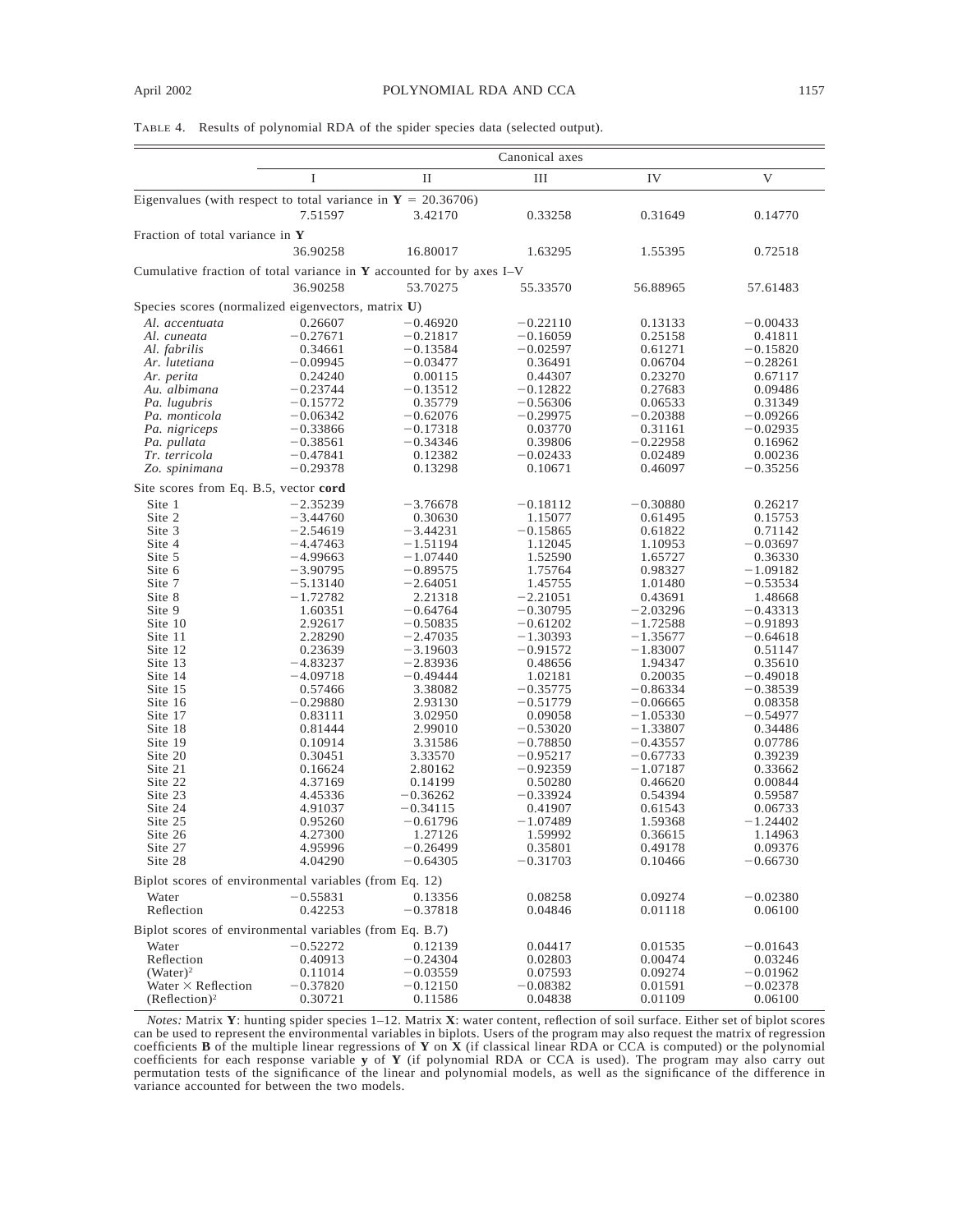TABLE 4. Results of polynomial RDA of the spider species data (selected output).

| | Canonical axes | | | | |
|---|---|---|---|---|---|
| | I | II | III | IV | V |
| **Eigenvalues (with respect to total variance in Y = 20.36706)** | | | | | |
| | 7.51597 | 3.42170 | 0.33258 | 0.31649 | 0.14770 |
| **Fraction of total variance in Y** | | | | | |
| | 36.90258 | 16.80017 | 1.63295 | 1.55395 | 0.72518 |
| **Cumulative fraction of total variance in Y accounted for by axes I–V** | | | | | |
| | 36.90258 | 53.70275 | 55.33570 | 56.88965 | 57.61483 |
| **Species scores (normalized eigenvectors, matrix U)** | | | | | |
| *Al. accentuata* | 0.26607 | −0.46920 | −0.22110 | 0.13133 | −0.00433 |
| *Al. cuneata* | −0.27671 | −0.21817 | −0.16059 | 0.25158 | 0.41811 |
| *Al. fabrilis* | 0.34661 | −0.13584 | −0.02597 | 0.61271 | −0.15820 |
| *Ar. lutetiana* | −0.09945 | −0.03477 | 0.36491 | 0.06704 | −0.28261 |
| *Ar. perita* | 0.24240 | 0.00115 | 0.44307 | 0.23270 | 0.67117 |
| *Au. albimana* | −0.23744 | −0.13512 | −0.12822 | 0.27683 | 0.09486 |
| *Pa. lugubris* | −0.15772 | 0.35779 | −0.56306 | 0.06533 | 0.31349 |
| *Pa. monticola* | −0.06342 | −0.62076 | −0.29975 | −0.20388 | −0.09266 |
| *Pa. nigriceps* | −0.33866 | −0.17318 | 0.03770 | 0.31161 | −0.02935 |
| *Pa. pullata* | −0.38561 | −0.34346 | 0.39806 | −0.22958 | 0.16962 |
| *Tr. terricola* | −0.47841 | 0.12382 | −0.02433 | 0.02489 | 0.00236 |
| *Zo. spinimana* | −0.29378 | 0.13298 | 0.10671 | 0.46097 | −0.35256 |
| **Site scores from Eq. B.5, vector cord** | | | | | |
| Site 1 | −2.35239 | −3.76678 | −0.18112 | −0.30880 | 0.26217 |
| Site 2 | −3.44760 | 0.30630 | 1.15077 | 0.61495 | 0.15753 |
| Site 3 | −2.54619 | −3.44231 | −0.15865 | 0.61822 | 0.71142 |
| Site 4 | −4.47463 | −1.51194 | 1.12045 | 1.10953 | −0.03697 |
| Site 5 | −4.99663 | −1.07440 | 1.52590 | 1.65727 | 0.36330 |
| Site 6 | −3.90795 | −0.89575 | 1.75764 | 0.98327 | −1.09182 |
| Site 7 | −5.13140 | −2.64051 | 1.45755 | 1.01480 | −0.53534 |
| Site 8 | −1.72782 | 2.21318 | −2.21051 | 0.43691 | 1.48668 |
| Site 9 | 1.60351 | −0.64764 | −0.30795 | −2.03296 | −0.43313 |
| Site 10 | 2.92617 | −0.50835 | −0.61202 | −1.72588 | −0.91893 |
| Site 11 | 2.28290 | −2.47035 | −1.30393 | −1.35677 | −0.64618 |
| Site 12 | 0.23639 | −3.19603 | −0.91572 | −1.83007 | 0.51147 |
| Site 13 | −4.83237 | −2.83936 | 0.48656 | 1.94347 | 0.35610 |
| Site 14 | −4.09718 | −0.49444 | 1.02181 | 0.20035 | −0.49018 |
| Site 15 | 0.57466 | 3.38082 | −0.35775 | −0.86334 | −0.38539 |
| Site 16 | −0.29880 | 2.93130 | −0.51779 | −0.06665 | 0.08358 |
| Site 17 | 0.83111 | 3.02950 | 0.09058 | −1.05330 | −0.54977 |
| Site 18 | 0.81444 | 2.99010 | −0.53020 | −1.33807 | 0.34486 |
| Site 19 | 0.10914 | 3.31586 | −0.78850 | −0.43557 | 0.07786 |
| Site 20 | 0.30451 | 3.33570 | −0.95217 | −0.67733 | 0.39239 |
| Site 21 | 0.16624 | 2.80162 | −0.92359 | −1.07187 | 0.33662 |
| Site 22 | 4.37169 | 0.14199 | 0.50280 | 0.46620 | 0.00844 |
| Site 23 | 4.45336 | −0.36262 | −0.33924 | 0.54394 | 0.59587 |
| Site 24 | 4.91037 | −0.34115 | 0.41907 | 0.61543 | 0.06733 |
| Site 25 | 0.95260 | −0.61796 | −1.07489 | 1.59368 | −1.24402 |
| Site 26 | 4.27300 | 1.27126 | 1.59992 | 0.36615 | 1.14963 |
| Site 27 | 4.95996 | −0.26499 | 0.35801 | 0.49178 | 0.09376 |
| Site 28 | 4.04290 | −0.64305 | −0.31703 | 0.10466 | −0.66730 |
| **Biplot scores of environmental variables (from Eq. 12)** | | | | | |
| Water | −0.55831 | 0.13356 | 0.08258 | 0.09274 | −0.02380 |
| Reflection | 0.42253 | −0.37818 | 0.04846 | 0.01118 | 0.06100 |
| **Biplot scores of environmental variables (from Eq. B.7)** | | | | | |
| Water | −0.52272 | 0.12139 | 0.04417 | 0.01535 | −0.01643 |
| Reflection | 0.40913 | −0.24304 | 0.02803 | 0.00474 | 0.03246 |
| $(\text{Water})^2$ | 0.11014 | −0.03559 | 0.07593 | 0.09274 | −0.01962 |
| Water × Reflection | −0.37820 | −0.12150 | −0.08382 | 0.01591 | −0.02378 |
| $(\text{Reflection})^2$ | 0.30721 | 0.11586 | 0.04838 | 0.01109 | 0.06100 |

*Notes:* Matrix **Y**: hunting spider species 1–12. Matrix **X**: water content, reflection of soil surface. Either set of biplot scores can be used to represent the environmental variables in biplots. Users of the program may also request the matrix of regression coefficients **B** of the multiple linear regressions of **Y** on **X** (if classical linear RDA or CCA is computed) or the polynomial coefficients for each response variable **y** of **Y** (if polynomial RDA or CCA is used). The program may also carry out permutation tests of the significance of the linear and polynomial models, as well as the significance of the difference in variance accounted for between the two models.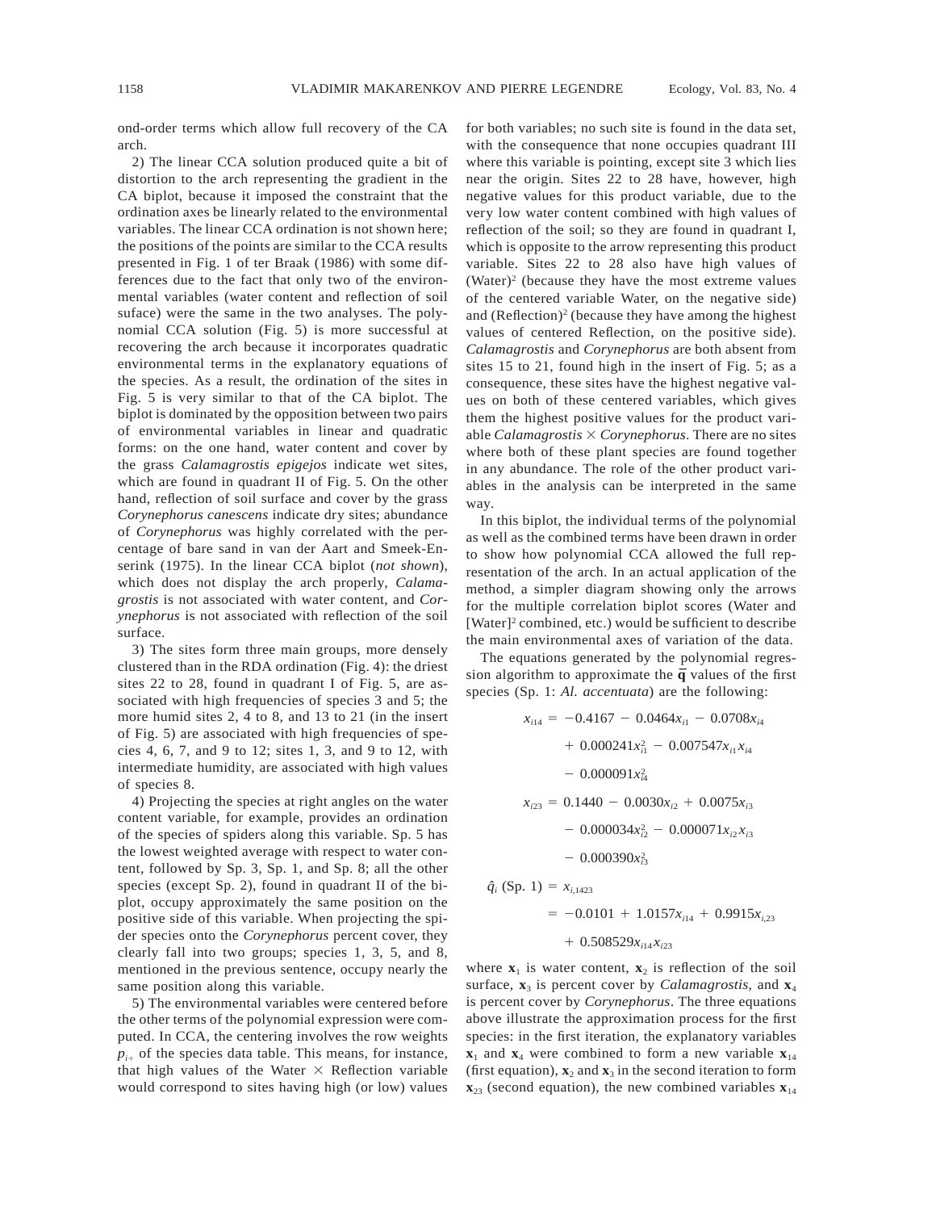ond-order terms which allow full recovery of the CA arch.

2) The linear CCA solution produced quite a bit of distortion to the arch representing the gradient in the CA biplot, because it imposed the constraint that the ordination axes be linearly related to the environmental variables. The linear CCA ordination is not shown here; the positions of the points are similar to the CCA results presented in Fig. 1 of ter Braak (1986) with some differences due to the fact that only two of the environmental variables (water content and reflection of soil suface) were the same in the two analyses. The polynomial CCA solution (Fig. 5) is more successful at recovering the arch because it incorporates quadratic environmental terms in the explanatory equations of the species. As a result, the ordination of the sites in Fig. 5 is very similar to that of the CA biplot. The biplot is dominated by the opposition between two pairs of environmental variables in linear and quadratic forms: on the one hand, water content and cover by the grass *Calamagrostis epigejos* indicate wet sites, which are found in quadrant II of Fig. 5. On the other hand, reflection of soil surface and cover by the grass *Corynephorus canescens* indicate dry sites; abundance of *Corynephorus* was highly correlated with the percentage of bare sand in van der Aart and Smeek-Enserink (1975). In the linear CCA biplot (*not shown*), which does not display the arch properly, *Calamagrostis* is not associated with water content, and *Corynephorus* is not associated with reflection of the soil surface.

3) The sites form three main groups, more densely clustered than in the RDA ordination (Fig. 4): the driest sites 22 to 28, found in quadrant I of Fig. 5, are associated with high frequencies of species 3 and 5; the more humid sites 2, 4 to 8, and 13 to 21 (in the insert of Fig. 5) are associated with high frequencies of species 4, 6, 7, and 9 to 12; sites 1, 3, and 9 to 12, with intermediate humidity, are associated with high values of species 8.

4) Projecting the species at right angles on the water content variable, for example, provides an ordination of the species of spiders along this variable. Sp. 5 has the lowest weighted average with respect to water content, followed by Sp. 3, Sp. 1, and Sp. 8; all the other species (except Sp. 2), found in quadrant II of the biplot, occupy approximately the same position on the positive side of this variable. When projecting the spider species onto the *Corynephorus* percent cover, they clearly fall into two groups; species 1, 3, 5, and 8, mentioned in the previous sentence, occupy nearly the same position along this variable.

5) The environmental variables were centered before the other terms of the polynomial expression were computed. In CCA, the centering involves the row weights $p_{i+}$ of the species data table. This means, for instance, that high values of the Water × Reflection variable would correspond to sites having high (or low) values for both variables; no such site is found in the data set, with the consequence that none occupies quadrant III where this variable is pointing, except site 3 which lies near the origin. Sites 22 to 28 have, however, high negative values for this product variable, due to the very low water content combined with high values of reflection of the soil; so they are found in quadrant I, which is opposite to the arrow representing this product variable. Sites 22 to 28 also have high values of $(\text{Water})^2$ (because they have the most extreme values of the centered variable Water, on the negative side) and $(\text{Reflection})^2$ (because they have among the highest values of centered Reflection, on the positive side). *Calamagrostis* and *Corynephorus* are both absent from sites 15 to 21, found high in the insert of Fig. 5; as a consequence, these sites have the highest negative values on both of these centered variables, which gives them the highest positive values for the product variable *Calamagrostis* × *Corynephorus*. There are no sites where both of these plant species are found together in any abundance. The role of the other product variables in the analysis can be interpreted in the same way.

In this biplot, the individual terms of the polynomial as well as the combined terms have been drawn in order to show how polynomial CCA allowed the full representation of the arch. In an actual application of the method, a simpler diagram showing only the arrows for the multiple correlation biplot scores (Water and $[\text{Water}]^2$ combined, etc.) would be sufficient to describe the main environmental axes of variation of the data.

The equations generated by the polynomial regression algorithm to approximate the $\bar{\mathbf{q}}$ values of the first species (Sp. 1: *Al. accentuata*) are the following:

$$x_{i14} = -0.4167 - 0.0464x_{i1} - 0.0708x_{i4} + 0.000241x_{i1}^2 - 0.007547x_{i1}x_{i4} - 0.000091x_{i4}^2$$

$$x_{i23} = 0.1440 - 0.0030x_{i2} + 0.0075x_{i3} - 0.000034x_{i2}^2 - 0.000071x_{i2}x_{i3} - 0.000390x_{i3}^2$$

$$\hat{q}_i\ (\text{Sp. 1}) = x_{i,1423} = -0.0101 + 1.0157x_{i14} + 0.9915x_{i,23} + 0.508529x_{i14}x_{i23}$$

where $\mathbf{x}_1$ is water content, $\mathbf{x}_2$ is reflection of the soil surface, $\mathbf{x}_3$ is percent cover by *Calamagrostis*, and $\mathbf{x}_4$ is percent cover by *Corynephorus*. The three equations above illustrate the approximation process for the first species: in the first iteration, the explanatory variables $\mathbf{x}_1$ and $\mathbf{x}_4$ were combined to form a new variable $\mathbf{x}_{14}$ (first equation), $\mathbf{x}_2$ and $\mathbf{x}_3$ in the second iteration to form $\mathbf{x}_{23}$ (second equation), the new combined variables $\mathbf{x}_{14}$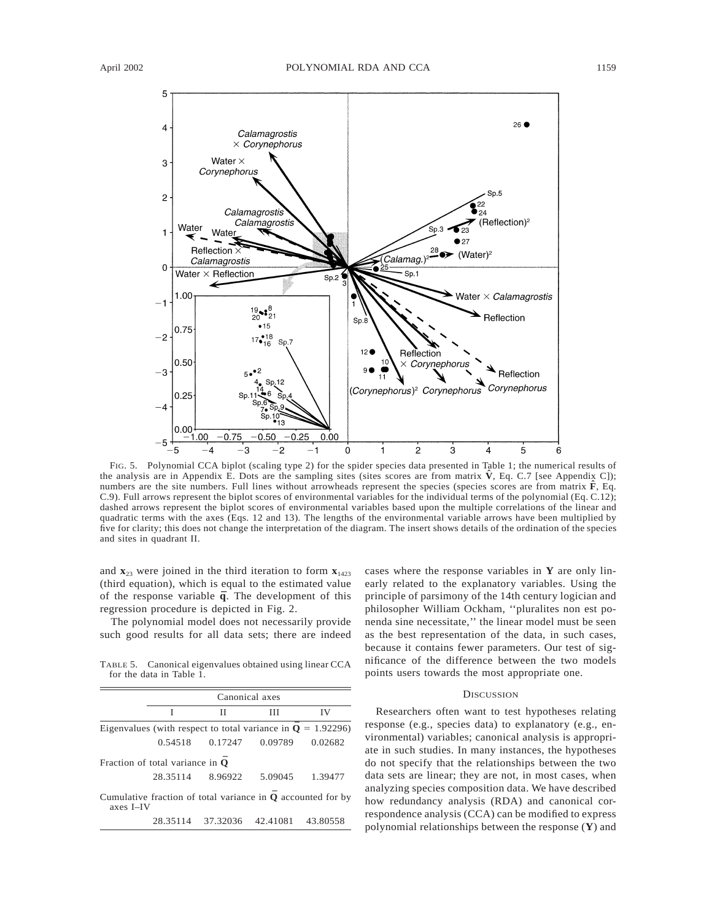FIG. 5. Polynomial CCA biplot (scaling type 2) for the spider species data presented in Table 1; the numerical results of the analysis are in Appendix E. Dots are the sampling sites (sites scores are from matrix $\hat{\mathbf{V}}$, Eq. C.7 [see Appendix C]); numbers are the site numbers. Full lines without arrowheads represent the species (species scores are from matrix $\hat{\mathbf{F}}$, Eq. C.9). Full arrows represent the biplot scores of environmental variables for the individual terms of the polynomial (Eq. C.12); dashed arrows represent the biplot scores of environmental variables based upon the multiple correlations of the linear and quadratic terms with the axes (Eqs. 12 and 13). The lengths of the environmental variable arrows have been multiplied by five for clarity; this does not change the interpretation of the diagram. The insert shows details of the ordination of the species and sites in quadrant II.

and $\mathbf{x}_{23}$ were joined in the third iteration to form $\mathbf{x}_{1423}$ (third equation), which is equal to the estimated value of the response variable $\bar{\mathbf{q}}$. The development of this regression procedure is depicted in Fig. 2.

The polynomial model does not necessarily provide such good results for all data sets; there are indeed cases where the response variables in $\mathbf{Y}$ are only linearly related to the explanatory variables. Using the principle of parsimony of the 14th century logician and philosopher William Ockham, ''pluralites non est ponenda sine necessitate,'' the linear model must be seen as the best representation of the data, in such cases, because it contains fewer parameters. Our test of significance of the difference between the two models points users towards the most appropriate one.

TABLE 5. Canonical eigenvalues obtained using linear CCA for the data in Table 1.

| | Canonical axes | | | |
|---|---|---|---|---|
| | I | II | III | IV |
| Eigenvalues (with respect to total variance in $\bar{\mathbf{Q}}$ = 1.92296) | | | | |
| | 0.54518 | 0.17247 | 0.09789 | 0.02682 |
| Fraction of total variance in $\bar{\mathbf{Q}}$ | | | | |
| | 28.35114 | 8.96922 | 5.09045 | 1.39477 |
| Cumulative fraction of total variance in $\bar{\mathbf{Q}}$ accounted for by axes I–IV | | | | |
| | 28.35114 | 37.32036 | 42.41081 | 43.80558 |

## DISCUSSION

Researchers often want to test hypotheses relating response (e.g., species data) to explanatory (e.g., environmental) variables; canonical analysis is appropriate in such studies. In many instances, the hypotheses do not specify that the relationships between the two data sets are linear; they are not, in most cases, when analyzing species composition data. We have described how redundancy analysis (RDA) and canonical correspondence analysis (CCA) can be modified to express polynomial relationships between the response ($\mathbf{Y}$) and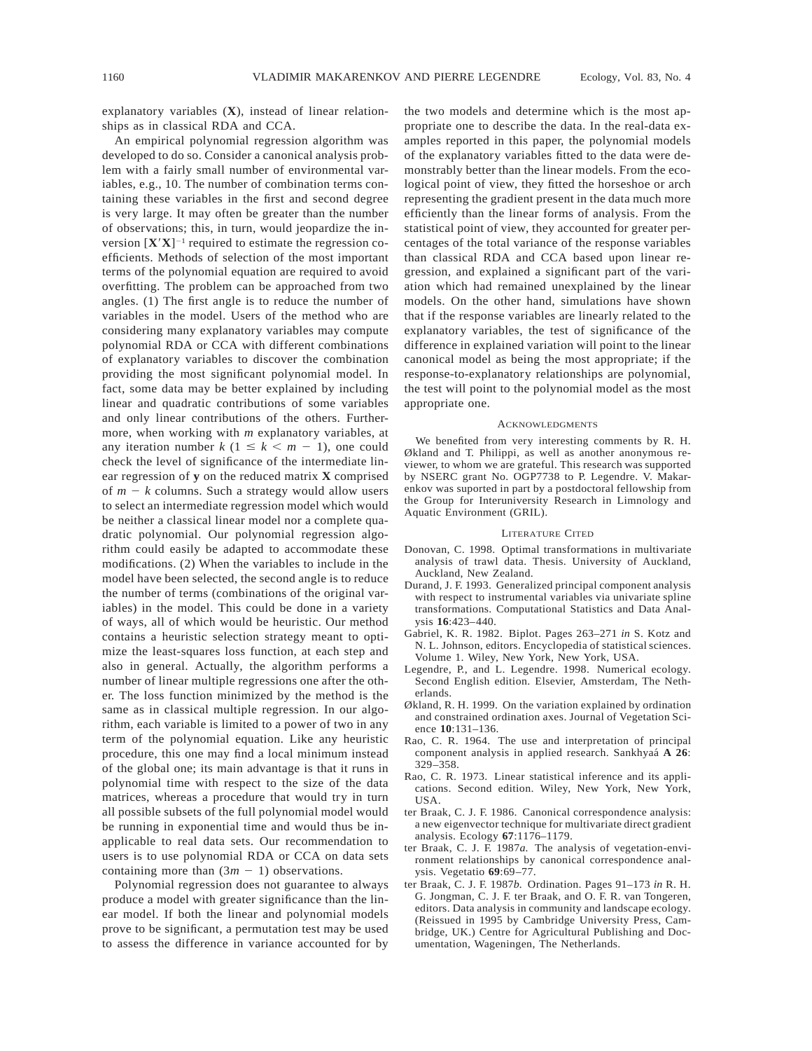explanatory variables (**X**), instead of linear relationships as in classical RDA and CCA.

An empirical polynomial regression algorithm was developed to do so. Consider a canonical analysis problem with a fairly small number of environmental variables, e.g., 10. The number of combination terms containing these variables in the first and second degree is very large. It may often be greater than the number of observations; this, in turn, would jeopardize the inversion $[\mathbf{X}'\mathbf{X}]^{-1}$ required to estimate the regression coefficients. Methods of selection of the most important terms of the polynomial equation are required to avoid overfitting. The problem can be approached from two angles. (1) The first angle is to reduce the number of variables in the model. Users of the method who are considering many explanatory variables may compute polynomial RDA or CCA with different combinations of explanatory variables to discover the combination providing the most significant polynomial model. In fact, some data may be better explained by including linear and quadratic contributions of some variables and only linear contributions of the others. Furthermore, when working with $m$ explanatory variables, at any iteration number $k$ ($1 \leq k < m - 1$), one could check the level of significance of the intermediate linear regression of **y** on the reduced matrix **X** comprised of $m - k$ columns. Such a strategy would allow users to select an intermediate regression model which would be neither a classical linear model nor a complete quadratic polynomial. Our polynomial regression algorithm could easily be adapted to accommodate these modifications. (2) When the variables to include in the model have been selected, the second angle is to reduce the number of terms (combinations of the original variables) in the model. This could be done in a variety of ways, all of which would be heuristic. Our method contains a heuristic selection strategy meant to optimize the least-squares loss function, at each step and also in general. Actually, the algorithm performs a number of linear multiple regressions one after the other. The loss function minimized by the method is the same as in classical multiple regression. In our algorithm, each variable is limited to a power of two in any term of the polynomial equation. Like any heuristic procedure, this one may find a local minimum instead of the global one; its main advantage is that it runs in polynomial time with respect to the size of the data matrices, whereas a procedure that would try in turn all possible subsets of the full polynomial model would be running in exponential time and would thus be inapplicable to real data sets. Our recommendation to users is to use polynomial RDA or CCA on data sets containing more than $(3m - 1)$ observations.

Polynomial regression does not guarantee to always produce a model with greater significance than the linear model. If both the linear and polynomial models prove to be significant, a permutation test may be used to assess the difference in variance accounted for by the two models and determine which is the most appropriate one to describe the data. In the real-data examples reported in this paper, the polynomial models of the explanatory variables fitted to the data were demonstrably better than the linear models. From the ecological point of view, they fitted the horseshoe or arch representing the gradient present in the data much more efficiently than the linear forms of analysis. From the statistical point of view, they accounted for greater percentages of the total variance of the response variables than classical RDA and CCA based upon linear regression, and explained a significant part of the variation which had remained unexplained by the linear models. On the other hand, simulations have shown that if the response variables are linearly related to the explanatory variables, the test of significance of the difference in explained variation will point to the linear canonical model as being the most appropriate; if the response-to-explanatory relationships are polynomial, the test will point to the polynomial model as the most appropriate one.

## Acknowledgments

We benefited from very interesting comments by R. H. Økland and T. Philippi, as well as another anonymous reviewer, to whom we are grateful. This research was supported by NSERC grant No. OGP7738 to P. Legendre. V. Makarenkov was suported in part by a postdoctoral fellowship from the Group for Interuniversity Research in Limnology and Aquatic Environment (GRIL).

## Literature Cited

Donovan, C. 1998. Optimal transformations in multivariate analysis of trawl data. Thesis. University of Auckland, Auckland, New Zealand.

Durand, J. F. 1993. Generalized principal component analysis with respect to instrumental variables via univariate spline transformations. Computational Statistics and Data Analysis **16**:423–440.

Gabriel, K. R. 1982. Biplot. Pages 263–271 *in* S. Kotz and N. L. Johnson, editors. Encyclopedia of statistical sciences. Volume 1. Wiley, New York, New York, USA.

Legendre, P., and L. Legendre. 1998. Numerical ecology. Second English edition. Elsevier, Amsterdam, The Netherlands.

Økland, R. H. 1999. On the variation explained by ordination and constrained ordination axes. Journal of Vegetation Science **10**:131–136.

Rao, C. R. 1964. The use and interpretation of principal component analysis in applied research. Sankhyaá **A 26**: 329–358.

Rao, C. R. 1973. Linear statistical inference and its applications. Second edition. Wiley, New York, New York, USA.

ter Braak, C. J. F. 1986. Canonical correspondence analysis: a new eigenvector technique for multivariate direct gradient analysis. Ecology **67**:1176–1179.

ter Braak, C. J. F. 1987*a*. The analysis of vegetation-environment relationships by canonical correspondence analysis. Vegetatio **69**:69–77.

ter Braak, C. J. F. 1987*b*. Ordination. Pages 91–173 *in* R. H. G. Jongman, C. J. F. ter Braak, and O. F. R. van Tongeren, editors. Data analysis in community and landscape ecology. (Reissued in 1995 by Cambridge University Press, Cambridge, UK.) Centre for Agricultural Publishing and Documentation, Wageningen, The Netherlands.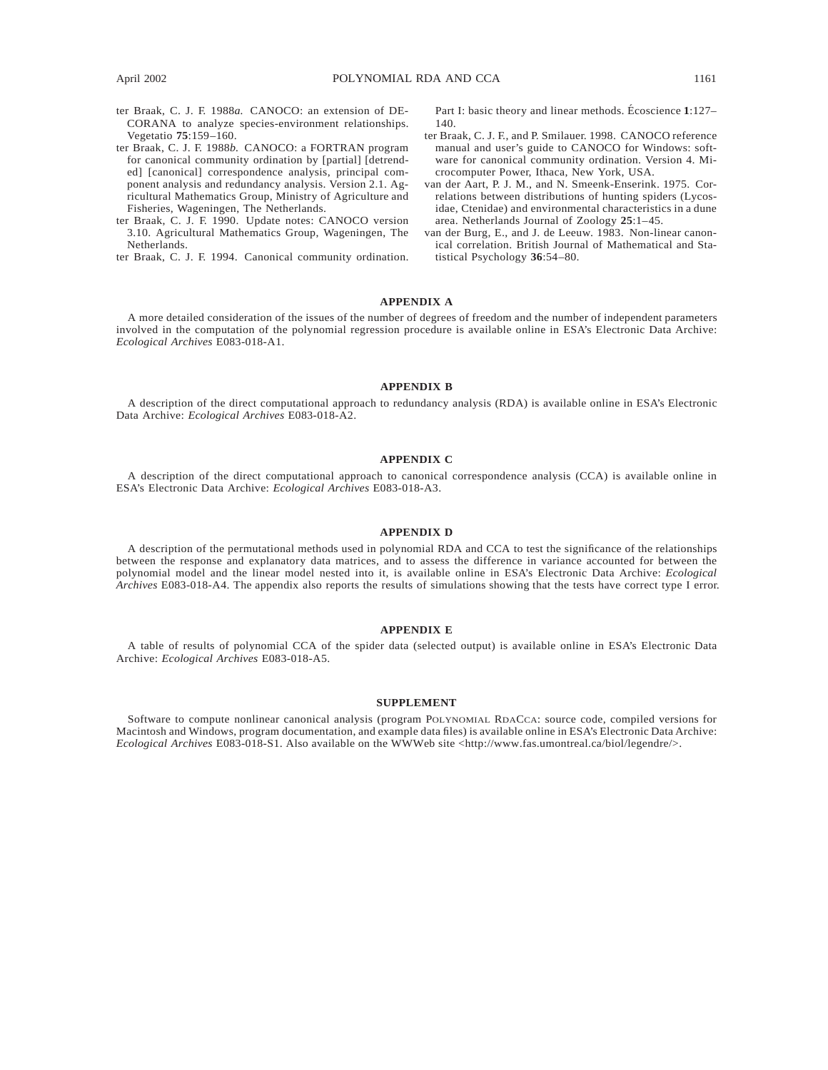ter Braak, C. J. F. 1988*a.* CANOCO: an extension of DECORANA to analyze species-environment relationships. Vegetatio **75**:159–160.

ter Braak, C. J. F. 1988*b.* CANOCO: a FORTRAN program for canonical community ordination by [partial] [detrended] [canonical] correspondence analysis, principal component analysis and redundancy analysis. Version 2.1. Agricultural Mathematics Group, Ministry of Agriculture and Fisheries, Wageningen, The Netherlands.

ter Braak, C. J. F. 1990. Update notes: CANOCO version 3.10. Agricultural Mathematics Group, Wageningen, The Netherlands.

ter Braak, C. J. F. 1994. Canonical community ordination. Part I: basic theory and linear methods. Écoscience **1**:127–140.

ter Braak, C. J. F., and P. Smilauer. 1998. CANOCO reference manual and user's guide to CANOCO for Windows: software for canonical community ordination. Version 4. Microcomputer Power, Ithaca, New York, USA.

van der Aart, P. J. M., and N. Smeenk-Enserink. 1975. Correlations between distributions of hunting spiders (Lycosidae, Ctenidae) and environmental characteristics in a dune area. Netherlands Journal of Zoology **25**:1–45.

van der Burg, E., and J. de Leeuw. 1983. Non-linear canonical correlation. British Journal of Mathematical and Statistical Psychology **36**:54–80.

## APPENDIX A

A more detailed consideration of the issues of the number of degrees of freedom and the number of independent parameters involved in the computation of the polynomial regression procedure is available online in ESA's Electronic Data Archive: *Ecological Archives* E083-018-A1.

## APPENDIX B

A description of the direct computational approach to redundancy analysis (RDA) is available online in ESA's Electronic Data Archive: *Ecological Archives* E083-018-A2.

## APPENDIX C

A description of the direct computational approach to canonical correspondence analysis (CCA) is available online in ESA's Electronic Data Archive: *Ecological Archives* E083-018-A3.

## APPENDIX D

A description of the permutational methods used in polynomial RDA and CCA to test the significance of the relationships between the response and explanatory data matrices, and to assess the difference in variance accounted for between the polynomial model and the linear model nested into it, is available online in ESA's Electronic Data Archive: *Ecological Archives* E083-018-A4. The appendix also reports the results of simulations showing that the tests have correct type I error.

## APPENDIX E

A table of results of polynomial CCA of the spider data (selected output) is available online in ESA's Electronic Data Archive: *Ecological Archives* E083-018-A5.

## SUPPLEMENT

Software to compute nonlinear canonical analysis (program POLYNOMIAL RDACCA: source code, compiled versions for Macintosh and Windows, program documentation, and example data files) is available online in ESA's Electronic Data Archive: *Ecological Archives* E083-018-S1. Also available on the WWWeb site <http://www.fas.umontreal.ca/biol/legendre/>.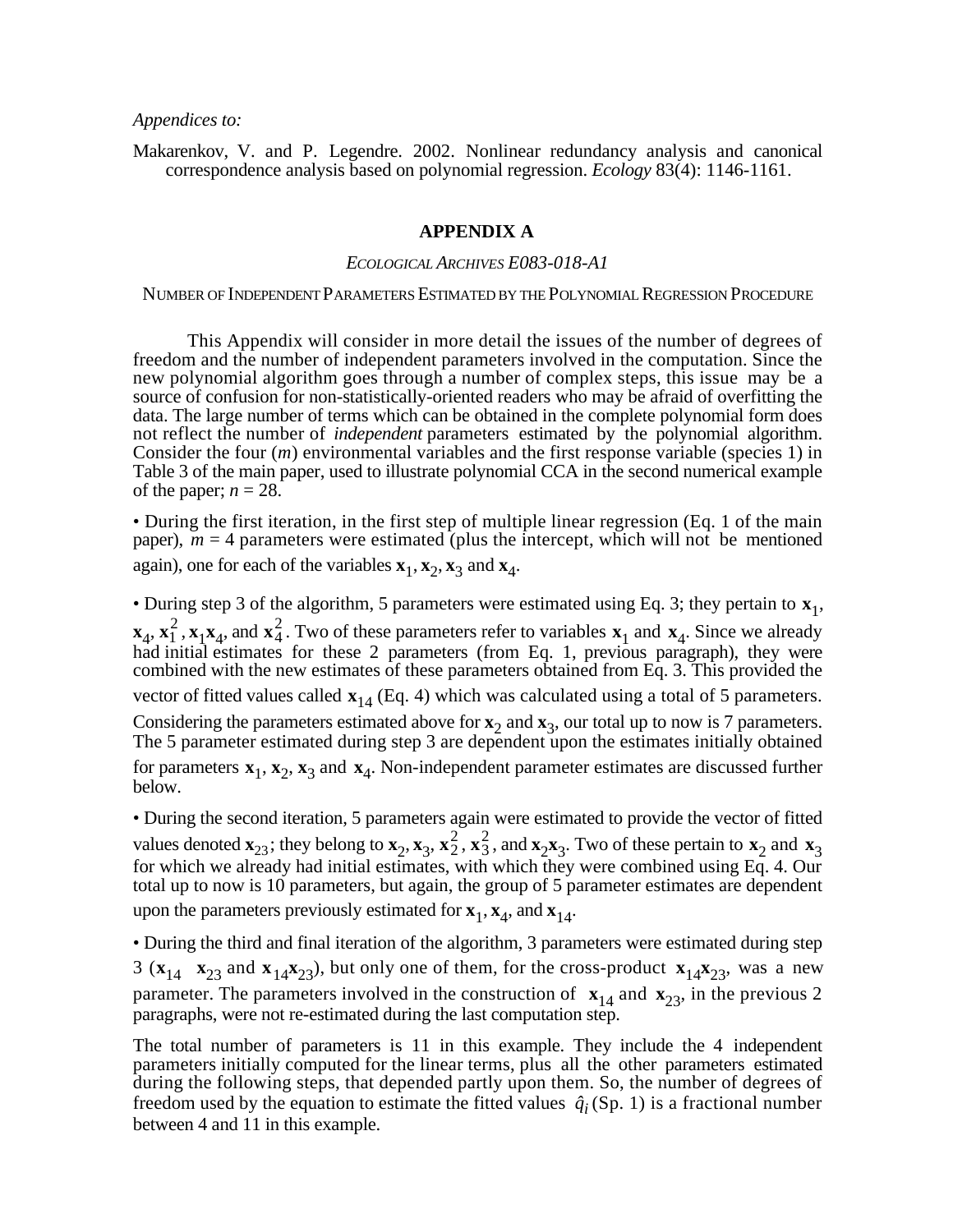*Appendices to:*

Makarenkov, V. and P. Legendre. 2002. Nonlinear redundancy analysis and canonical correspondence analysis based on polynomial regression. *Ecology* 83(4): 1146-1161.

## APPENDIX A

### *ECOLOGICAL ARCHIVES E083-018-A1*

### NUMBER OF INDEPENDENT PARAMETERS ESTIMATED BY THE POLYNOMIAL REGRESSION PROCEDURE

This Appendix will consider in more detail the issues of the number of degrees of freedom and the number of independent parameters involved in the computation. Since the new polynomial algorithm goes through a number of complex steps, this issue may be a source of confusion for non-statistically-oriented readers who may be afraid of overfitting the data. The large number of terms which can be obtained in the complete polynomial form does not reflect the number of *independent* parameters estimated by the polynomial algorithm. Consider the four ($m$) environmental variables and the first response variable (species 1) in Table 3 of the main paper, used to illustrate polynomial CCA in the second numerical example of the paper; $n = 28$.

• During the first iteration, in the first step of multiple linear regression (Eq. 1 of the main paper), $m = 4$ parameters were estimated (plus the intercept, which will not be mentioned again), one for each of the variables $\mathbf{x}_1, \mathbf{x}_2, \mathbf{x}_3$ and $\mathbf{x}_4$.

• During step 3 of the algorithm, 5 parameters were estimated using Eq. 3; they pertain to $\mathbf{x}_1$, $\mathbf{x}_4$, $\mathbf{x}_1^2$, $\mathbf{x}_1\mathbf{x}_4$, and $\mathbf{x}_4^2$. Two of these parameters refer to variables $\mathbf{x}_1$ and $\mathbf{x}_4$. Since we already had initial estimates for these 2 parameters (from Eq. 1, previous paragraph), they were combined with the new estimates of these parameters obtained from Eq. 3. This provided the vector of fitted values called $\mathbf{x}_{14}$ (Eq. 4) which was calculated using a total of 5 parameters. Considering the parameters estimated above for $\mathbf{x}_2$ and $\mathbf{x}_3$, our total up to now is 7 parameters. The 5 parameter estimated during step 3 are dependent upon the estimates initially obtained for parameters $\mathbf{x}_1$, $\mathbf{x}_2$, $\mathbf{x}_3$ and $\mathbf{x}_4$. Non-independent parameter estimates are discussed further below.

• During the second iteration, 5 parameters again were estimated to provide the vector of fitted values denoted $\mathbf{x}_{23}$; they belong to $\mathbf{x}_2, \mathbf{x}_3, \mathbf{x}_2^2$, $\mathbf{x}_3^2$, and $\mathbf{x}_2\mathbf{x}_3$. Two of these pertain to $\mathbf{x}_2$ and $\mathbf{x}_3$ for which we already had initial estimates, with which they were combined using Eq. 4. Our total up to now is 10 parameters, but again, the group of 5 parameter estimates are dependent upon the parameters previously estimated for $\mathbf{x}_1$, $\mathbf{x}_4$, and $\mathbf{x}_{14}$.

• During the third and final iteration of the algorithm, 3 parameters were estimated during step 3 ($\mathbf{x}_{14}$ $\mathbf{x}_{23}$ and $\mathbf{x}_{14}\mathbf{x}_{23}$), but only one of them, for the cross-product $\mathbf{x}_{14}\mathbf{x}_{23}$, was a new parameter. The parameters involved in the construction of $\mathbf{x}_{14}$ and $\mathbf{x}_{23}$, in the previous 2 paragraphs, were not re-estimated during the last computation step.

The total number of parameters is 11 in this example. They include the 4 independent parameters initially computed for the linear terms, plus all the other parameters estimated during the following steps, that depended partly upon them. So, the number of degrees of freedom used by the equation to estimate the fitted values $\hat{q}_i$ (Sp. 1) is a fractional number between 4 and 11 in this example.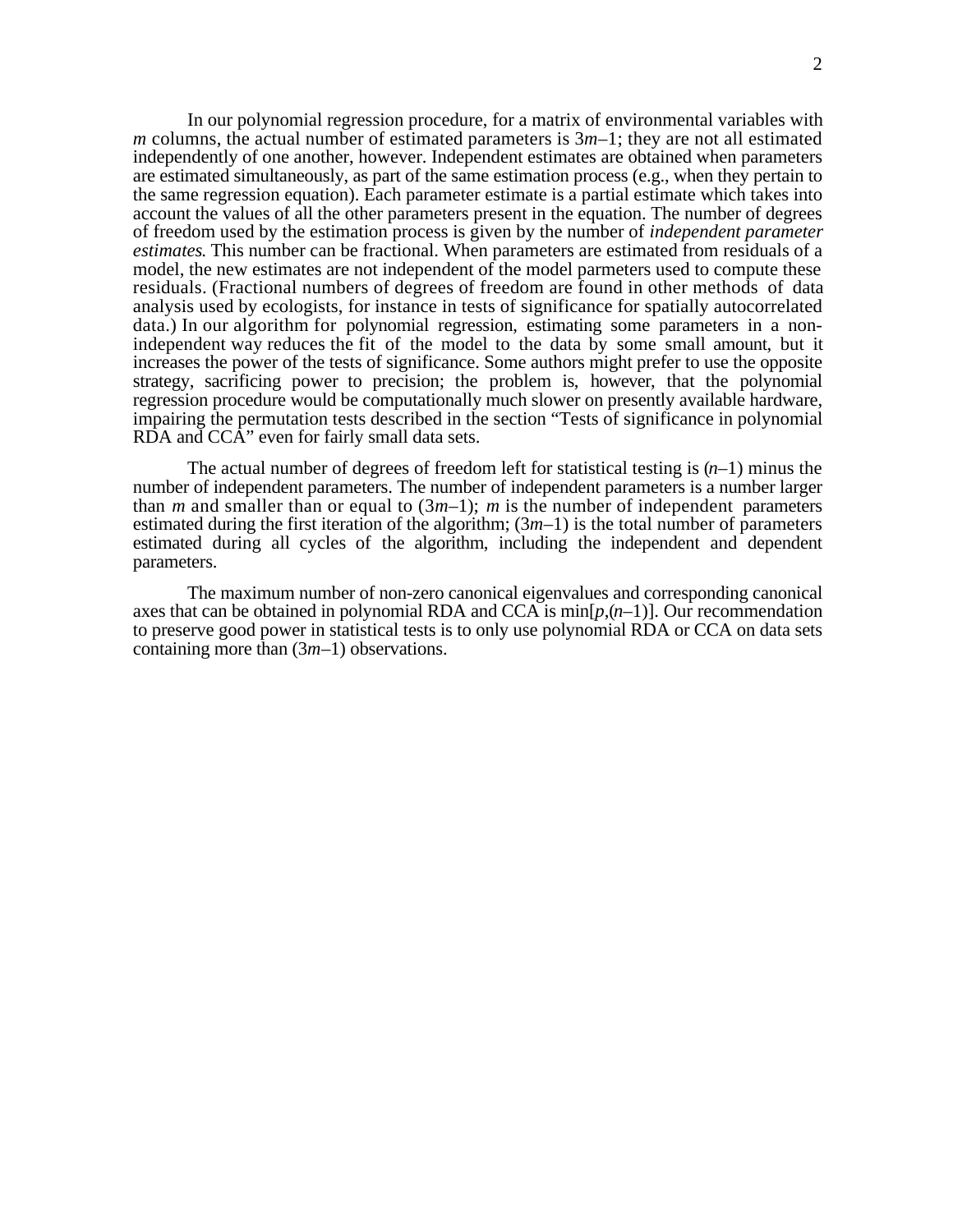In our polynomial regression procedure, for a matrix of environmental variables with $m$ columns, the actual number of estimated parameters is $3m–1$; they are not all estimated independently of one another, however. Independent estimates are obtained when parameters are estimated simultaneously, as part of the same estimation process (e.g., when they pertain to the same regression equation). Each parameter estimate is a partial estimate which takes into account the values of all the other parameters present in the equation. The number of degrees of freedom used by the estimation process is given by the number of *independent parameter estimates*. This number can be fractional. When parameters are estimated from residuals of a model, the new estimates are not independent of the model parmeters used to compute these residuals. (Fractional numbers of degrees of freedom are found in other methods of data analysis used by ecologists, for instance in tests of significance for spatially autocorrelated data.) In our algorithm for polynomial regression, estimating some parameters in a non-independent way reduces the fit of the model to the data by some small amount, but it increases the power of the tests of significance. Some authors might prefer to use the opposite strategy, sacrificing power to precision; the problem is, however, that the polynomial regression procedure would be computationally much slower on presently available hardware, impairing the permutation tests described in the section "Tests of significance in polynomial RDA and CCA" even for fairly small data sets.

The actual number of degrees of freedom left for statistical testing is $(n–1)$ minus the number of independent parameters. The number of independent parameters is a number larger than $m$ and smaller than or equal to $(3m–1)$; $m$ is the number of independent parameters estimated during the first iteration of the algorithm; $(3m–1)$ is the total number of parameters estimated during all cycles of the algorithm, including the independent and dependent parameters.

The maximum number of non-zero canonical eigenvalues and corresponding canonical axes that can be obtained in polynomial RDA and CCA is $\min[p,(n–1)]$. Our recommendation to preserve good power in statistical tests is to only use polynomial RDA or CCA on data sets containing more than $(3m–1)$ observations.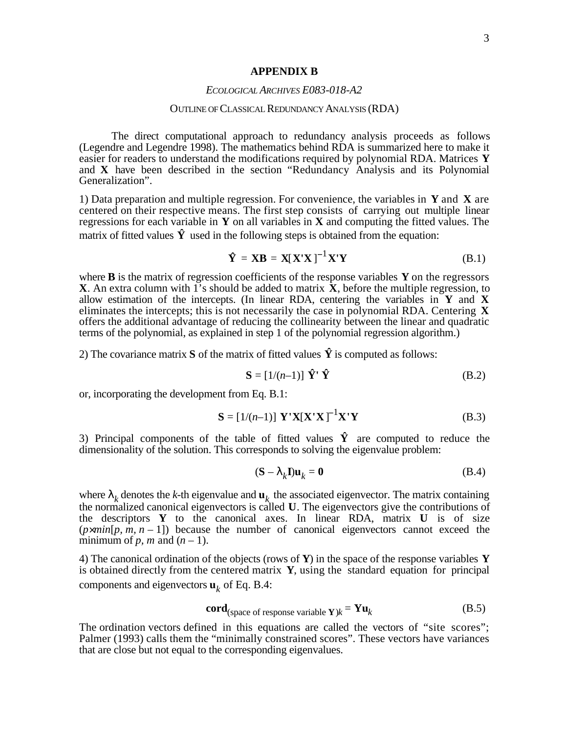# APPENDIX B

*ECOLOGICAL ARCHIVES E083-018-A2*

OUTLINE OF CLASSICAL REDUNDANCY ANALYSIS (RDA)

The direct computational approach to redundancy analysis proceeds as follows (Legendre and Legendre 1998). The mathematics behind RDA is summarized here to make it easier for readers to understand the modifications required by polynomial RDA. Matrices **Y** and **X** have been described in the section "Redundancy Analysis and its Polynomial Generalization".

1) Data preparation and multiple regression. For convenience, the variables in **Y** and **X** are centered on their respective means. The first step consists of carrying out multiple linear regressions for each variable in **Y** on all variables in **X** and computing the fitted values. The matrix of fitted values $\hat{\mathbf{Y}}$ used in the following steps is obtained from the equation:

$$\hat{\mathbf{Y}} = \mathbf{XB} = \mathbf{X}[\mathbf{X'X}]^{-1}\mathbf{X'Y} \tag{B.1}$$

where **B** is the matrix of regression coefficients of the response variables **Y** on the regressors **X**. An extra column with 1's should be added to matrix **X**, before the multiple regression, to allow estimation of the intercepts. (In linear RDA, centering the variables in **Y** and **X** eliminates the intercepts; this is not necessarily the case in polynomial RDA. Centering **X** offers the additional advantage of reducing the collinearity between the linear and quadratic terms of the polynomial, as explained in step 1 of the polynomial regression algorithm.)

2) The covariance matrix **S** of the matrix of fitted values $\hat{\mathbf{Y}}$ is computed as follows:

$$\mathbf{S} = [1/(n-1)]\ \hat{\mathbf{Y}}'\ \hat{\mathbf{Y}} \tag{B.2}$$

or, incorporating the development from Eq. B.1:

$$\mathbf{S} = [1/(n-1)]\ \mathbf{Y'X}[\mathbf{X'X}]^{-1}\mathbf{X'Y} \tag{B.3}$$

3) Principal components of the table of fitted values $\hat{\mathbf{Y}}$ are computed to reduce the dimensionality of the solution. This corresponds to solving the eigenvalue problem:

$$(\mathbf{S} - \lambda_k \mathbf{I})\mathbf{u}_k = \mathbf{0} \tag{B.4}$$

where $\lambda_k$ denotes the *k*-th eigenvalue and $\mathbf{u}_k$ the associated eigenvector. The matrix containing the normalized canonical eigenvectors is called **U**. The eigenvectors give the contributions of the descriptors **Y** to the canonical axes. In linear RDA, matrix **U** is of size $(p \times min[p, m, n-1])$ because the number of canonical eigenvectors cannot exceed the minimum of $p$, $m$ and $(n-1)$.

4) The canonical ordination of the objects (rows of **Y**) in the space of the response variables **Y** is obtained directly from the centered matrix **Y**, using the standard equation for principal components and eigenvectors $\mathbf{u}_k$ of Eq. B.4:

$$\mathbf{cord}_{(\text{space of response variable } \mathbf{Y})k} = \mathbf{Y}\mathbf{u}_k \tag{B.5}$$

The ordination vectors defined in this equations are called the vectors of "site scores"; Palmer (1993) calls them the "minimally constrained scores". These vectors have variances that are close but not equal to the corresponding eigenvalues.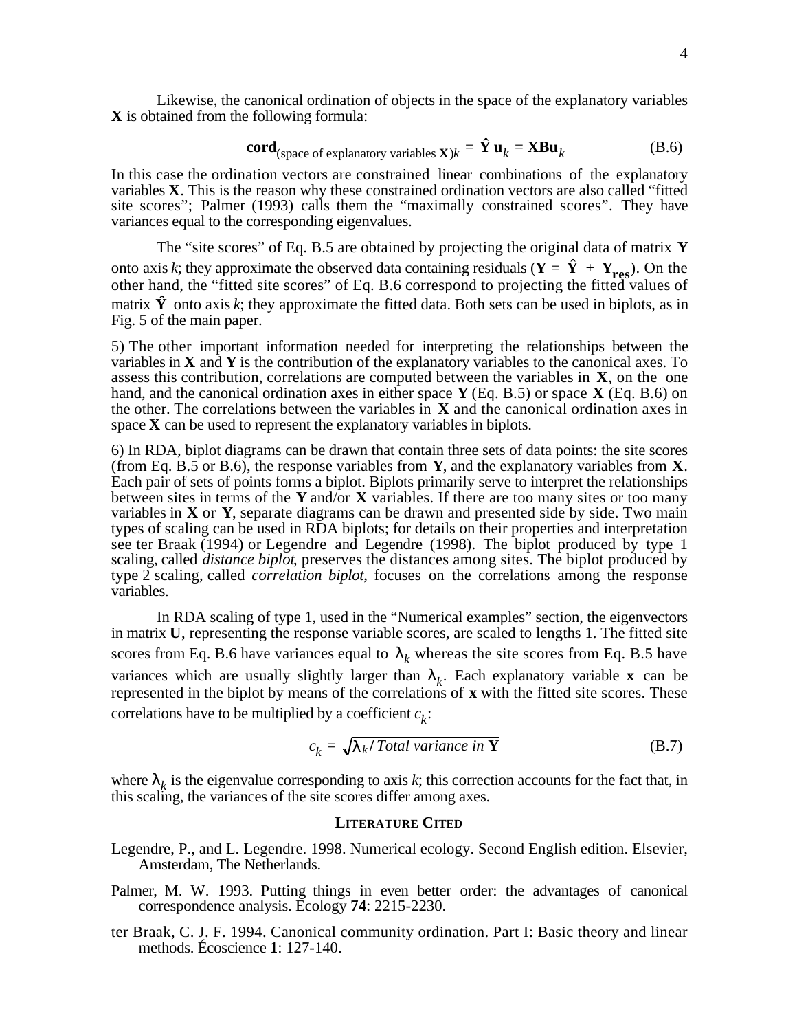Likewise, the canonical ordination of objects in the space of the explanatory variables **X** is obtained from the following formula:

$$\mathbf{cord}_{(\text{space of explanatory variables } \mathbf{X})k} = \hat{\mathbf{Y}}\mathbf{u}_k = \mathbf{XBu}_k \qquad \text{(B.6)}$$

In this case the ordination vectors are constrained linear combinations of the explanatory variables **X**. This is the reason why these constrained ordination vectors are also called "fitted site scores"; Palmer (1993) calls them the "maximally constrained scores". They have variances equal to the corresponding eigenvalues.

The "site scores" of Eq. B.5 are obtained by projecting the original data of matrix **Y** onto axis *k*; they approximate the observed data containing residuals ($\mathbf{Y} = \hat{\mathbf{Y}} + \mathbf{Y}_{\mathbf{res}}$). On the other hand, the "fitted site scores" of Eq. B.6 correspond to projecting the fitted values of matrix $\hat{\mathbf{Y}}$ onto axis *k*; they approximate the fitted data. Both sets can be used in biplots, as in Fig. 5 of the main paper.

5) The other important information needed for interpreting the relationships between the variables in **X** and **Y** is the contribution of the explanatory variables to the canonical axes. To assess this contribution, correlations are computed between the variables in **X**, on the one hand, and the canonical ordination axes in either space **Y** (Eq. B.5) or space **X** (Eq. B.6) on the other. The correlations between the variables in **X** and the canonical ordination axes in space **X** can be used to represent the explanatory variables in biplots.

6) In RDA, biplot diagrams can be drawn that contain three sets of data points: the site scores (from Eq. B.5 or B.6), the response variables from **Y**, and the explanatory variables from **X**. Each pair of sets of points forms a biplot. Biplots primarily serve to interpret the relationships between sites in terms of the **Y** and/or **X** variables. If there are too many sites or too many variables in **X** or **Y**, separate diagrams can be drawn and presented side by side. Two main types of scaling can be used in RDA biplots; for details on their properties and interpretation see ter Braak (1994) or Legendre and Legendre (1998). The biplot produced by type 1 scaling, called *distance biplot*, preserves the distances among sites. The biplot produced by type 2 scaling, called *correlation biplot*, focuses on the correlations among the response variables.

In RDA scaling of type 1, used in the "Numerical examples" section, the eigenvectors in matrix **U**, representing the response variable scores, are scaled to lengths 1. The fitted site scores from Eq. B.6 have variances equal to $\lambda_k$ whereas the site scores from Eq. B.5 have variances which are usually slightly larger than $\lambda_k$. Each explanatory variable **x** can be represented in the biplot by means of the correlations of **x** with the fitted site scores. These correlations have to be multiplied by a coefficient $c_k$:

$$c_k = \sqrt{\lambda_k / \mathit{Total\ variance\ in}\ \mathbf{Y}} \qquad \text{(B.7)}$$

where $\lambda_k$ is the eigenvalue corresponding to axis *k*; this correction accounts for the fact that, in this scaling, the variances of the site scores differ among axes.

## LITERATURE CITED

Legendre, P., and L. Legendre. 1998. Numerical ecology. Second English edition. Elsevier, Amsterdam, The Netherlands.

Palmer, M. W. 1993. Putting things in even better order: the advantages of canonical correspondence analysis. Ecology **74**: 2215-2230.

ter Braak, C. J. F. 1994. Canonical community ordination. Part I: Basic theory and linear methods. Écoscience **1**: 127-140.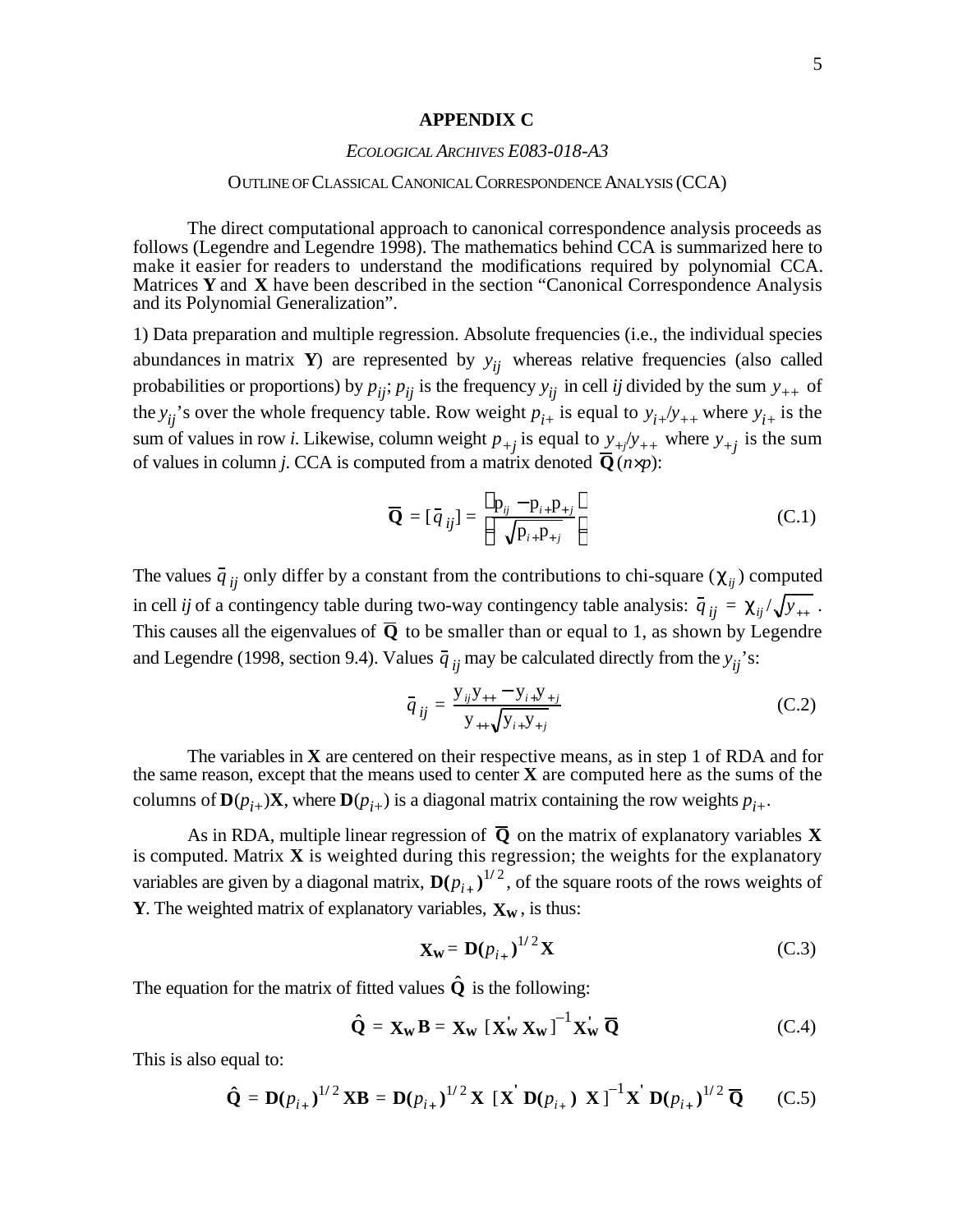## APPENDIX C

*ECOLOGICAL ARCHIVES E083-018-A3*

OUTLINE OF CLASSICAL CANONICAL CORRESPONDENCE ANALYSIS (CCA)

The direct computational approach to canonical correspondence analysis proceeds as follows (Legendre and Legendre 1998). The mathematics behind CCA is summarized here to make it easier for readers to understand the modifications required by polynomial CCA. Matrices **Y** and **X** have been described in the section "Canonical Correspondence Analysis and its Polynomial Generalization".

1) Data preparation and multiple regression. Absolute frequencies (i.e., the individual species abundances in matrix **Y**) are represented by $y_{ij}$ whereas relative frequencies (also called probabilities or proportions) by $p_{ij}$; $p_{ij}$ is the frequency $y_{ij}$ in cell *ij* divided by the sum $y_{++}$ of the $y_{ij}$'s over the whole frequency table. Row weight $p_{i+}$ is equal to $y_{i+}/y_{++}$ where $y_{i+}$ is the sum of values in row *i*. Likewise, column weight $p_{+j}$ is equal to $y_{+j}/y_{++}$ where $y_{+j}$ is the sum of values in column *j*. CCA is computed from a matrix denoted $\overline{\mathbf{Q}}\,(n \times p)$:

$$\overline{\mathbf{Q}} = [\bar{q}_{ij}] = \left[\frac{p_{ij} - p_{i+}p_{+j}}{\sqrt{p_{i+}p_{+j}}}\right] \tag{C.1}$$

The values $\bar{q}_{ij}$ only differ by a constant from the contributions to chi-square ($\chi_{ij}$) computed in cell *ij* of a contingency table during two-way contingency table analysis: $\bar{q}_{ij} = \chi_{ij}/\sqrt{y_{++}}$. This causes all the eigenvalues of $\overline{\mathbf{Q}}$ to be smaller than or equal to 1, as shown by Legendre and Legendre (1998, section 9.4). Values $\bar{q}_{ij}$ may be calculated directly from the $y_{ij}$'s:

$$\bar{q}_{ij} = \frac{y_{ij}y_{++} - y_{i+}y_{+j}}{y_{++}\sqrt{y_{i+}y_{+j}}} \tag{C.2}$$

The variables in **X** are centered on their respective means, as in step 1 of RDA and for the same reason, except that the means used to center **X** are computed here as the sums of the columns of $\mathbf{D}(p_{i+})\mathbf{X}$, where $\mathbf{D}(p_{i+})$ is a diagonal matrix containing the row weights $p_{i+}$.

As in RDA, multiple linear regression of $\overline{\mathbf{Q}}$ on the matrix of explanatory variables **X** is computed. Matrix **X** is weighted during this regression; the weights for the explanatory variables are given by a diagonal matrix, $\mathbf{D}(p_{i+})^{1/2}$, of the square roots of the rows weights of **Y**. The weighted matrix of explanatory variables, $\mathbf{X_w}$, is thus:

$$\mathbf{X_w} = \mathbf{D}(p_{i+})^{1/2}\mathbf{X} \tag{C.3}$$

The equation for the matrix of fitted values $\hat{\mathbf{Q}}$ is the following:

$$\hat{\mathbf{Q}} = \mathbf{X_w}\mathbf{B} = \mathbf{X_w}\,[\mathbf{X_w}'\mathbf{X_w}]^{-1}\mathbf{X_w}'\,\overline{\mathbf{Q}} \tag{C.4}$$

This is also equal to:

$$\hat{\mathbf{Q}} = \mathbf{D}(p_{i+})^{1/2}\mathbf{X}\mathbf{B} = \mathbf{D}(p_{i+})^{1/2}\mathbf{X}\,[\mathbf{X}'\,\mathbf{D}(p_{i+})\,\mathbf{X}]^{-1}\mathbf{X}'\,\mathbf{D}(p_{i+})^{1/2}\,\overline{\mathbf{Q}} \tag{C.5}$$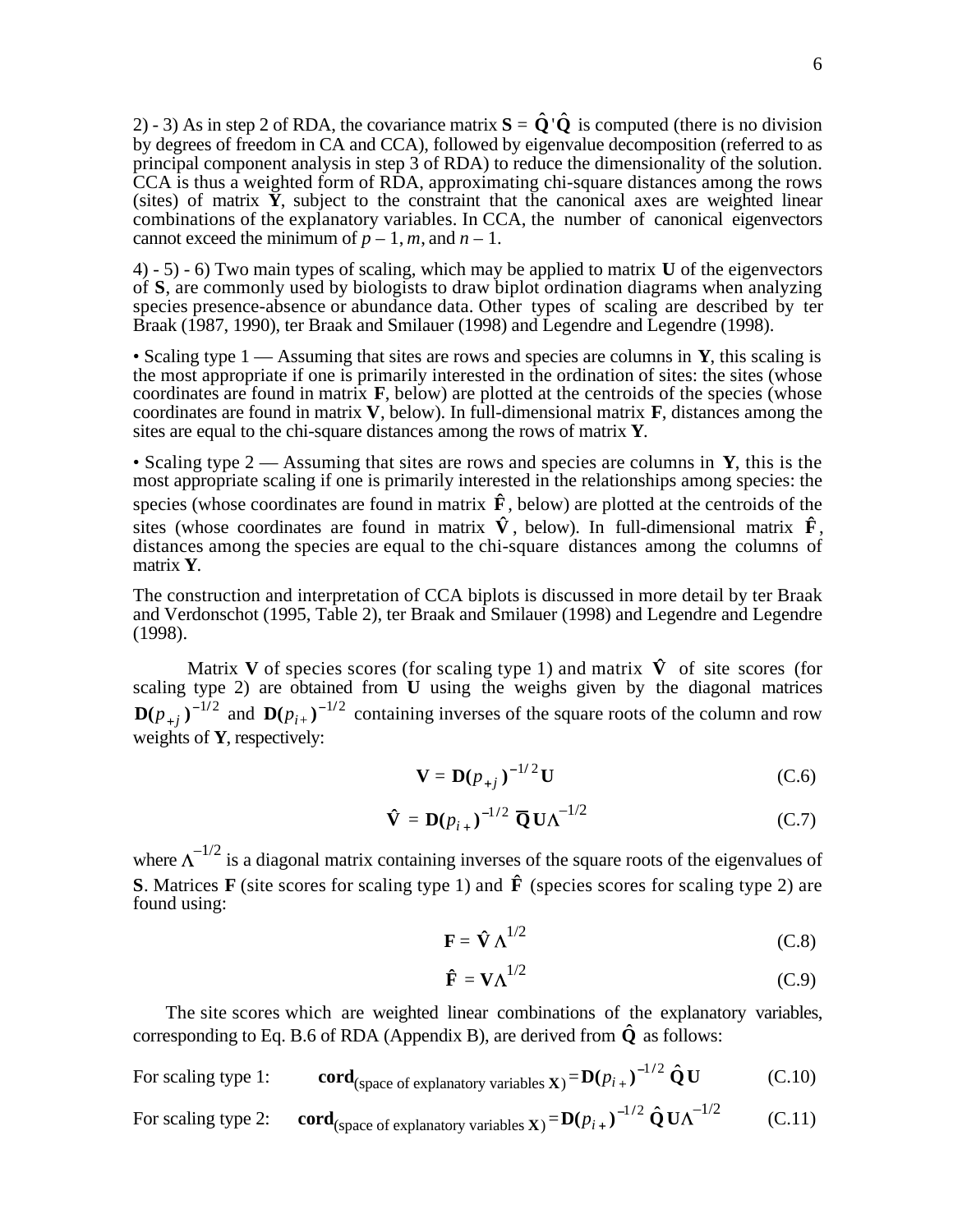2) - 3) As in step 2 of RDA, the covariance matrix $\mathbf{S} = \hat{\mathbf{Q}}'\hat{\mathbf{Q}}$ is computed (there is no division by degrees of freedom in CA and CCA), followed by eigenvalue decomposition (referred to as principal component analysis in step 3 of RDA) to reduce the dimensionality of the solution. CCA is thus a weighted form of RDA, approximating chi-square distances among the rows (sites) of matrix $\mathbf{Y}$, subject to the constraint that the canonical axes are weighted linear combinations of the explanatory variables. In CCA, the number of canonical eigenvectors cannot exceed the minimum of $p - 1$, $m$, and $n - 1$.

4) - 5) - 6) Two main types of scaling, which may be applied to matrix $\mathbf{U}$ of the eigenvectors of $\mathbf{S}$, are commonly used by biologists to draw biplot ordination diagrams when analyzing species presence-absence or abundance data. Other types of scaling are described by ter Braak (1987, 1990), ter Braak and Smilauer (1998) and Legendre and Legendre (1998).

• Scaling type 1 — Assuming that sites are rows and species are columns in $\mathbf{Y}$, this scaling is the most appropriate if one is primarily interested in the ordination of sites: the sites (whose coordinates are found in matrix $\mathbf{F}$, below) are plotted at the centroids of the species (whose coordinates are found in matrix $\mathbf{V}$, below). In full-dimensional matrix $\mathbf{F}$, distances among the sites are equal to the chi-square distances among the rows of matrix $\mathbf{Y}$.

• Scaling type 2 — Assuming that sites are rows and species are columns in $\mathbf{Y}$, this is the most appropriate scaling if one is primarily interested in the relationships among species: the species (whose coordinates are found in matrix $\hat{\mathbf{F}}$, below) are plotted at the centroids of the sites (whose coordinates are found in matrix $\hat{\mathbf{V}}$, below). In full-dimensional matrix $\hat{\mathbf{F}}$, distances among the species are equal to the chi-square distances among the columns of matrix $\mathbf{Y}$.

The construction and interpretation of CCA biplots is discussed in more detail by ter Braak and Verdonschot (1995, Table 2), ter Braak and Smilauer (1998) and Legendre and Legendre (1998).

Matrix $\mathbf{V}$ of species scores (for scaling type 1) and matrix $\hat{\mathbf{V}}$ of site scores (for scaling type 2) are obtained from $\mathbf{U}$ using the weighs given by the diagonal matrices $\mathbf{D}(p_{+j})^{-1/2}$ and $\mathbf{D}(p_{i+})^{-1/2}$ containing inverses of the square roots of the column and row weights of $\mathbf{Y}$, respectively:

$$\mathbf{V} = \mathbf{D}(p_{+j})^{-1/2}\mathbf{U} \tag{C.6}$$

$$\hat{\mathbf{V}} = \mathbf{D}(p_{i+})^{-1/2}\,\overline{\mathbf{Q}}\,\mathbf{U}\Lambda^{-1/2} \tag{C.7}$$

where $\Lambda^{-1/2}$ is a diagonal matrix containing inverses of the square roots of the eigenvalues of $\mathbf{S}$. Matrices $\mathbf{F}$ (site scores for scaling type 1) and $\hat{\mathbf{F}}$ (species scores for scaling type 2) are found using:

$$\mathbf{F} = \hat{\mathbf{V}}\Lambda^{1/2} \tag{C.8}$$

$$\hat{\mathbf{F}} = \mathbf{V}\Lambda^{1/2} \tag{C.9}$$

The site scores which are weighted linear combinations of the explanatory variables, corresponding to Eq. B.6 of RDA (Appendix B), are derived from $\hat{\mathbf{Q}}$ as follows:

For scaling type 1: $$\mathbf{cord}_{(\text{space of explanatory variables }\mathbf{X})} = \mathbf{D}(p_{i+})^{-1/2}\,\hat{\mathbf{Q}}\,\mathbf{U} \tag{C.10}$$

For scaling type 2: $$\mathbf{cord}_{(\text{space of explanatory variables }\mathbf{X})} = \mathbf{D}(p_{i+})^{-1/2}\,\hat{\mathbf{Q}}\,\mathbf{U}\Lambda^{-1/2} \tag{C.11}$$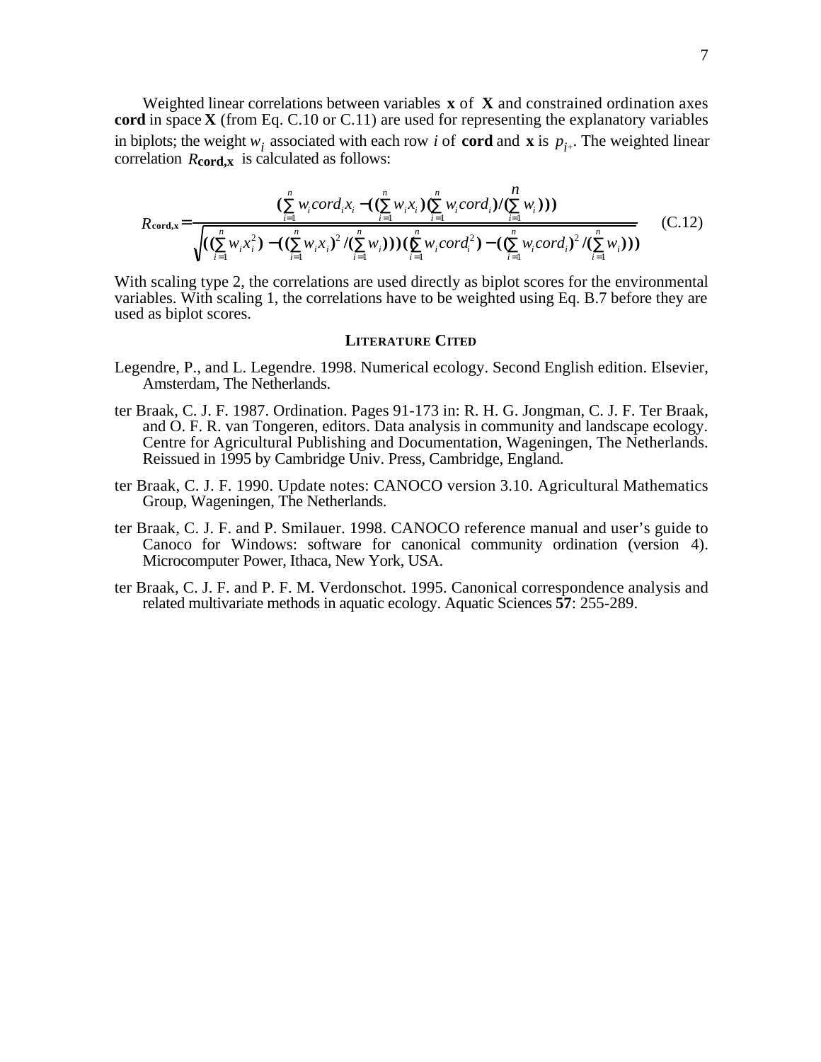Weighted linear correlations between variables $\mathbf{x}$ of $\mathbf{X}$ and constrained ordination axes **cord** in space $\mathbf{X}$ (from Eq. C.10 or C.11) are used for representing the explanatory variables in biplots; the weight $w_i$ associated with each row $i$ of **cord** and $\mathbf{x}$ is $p_{i+}$. The weighted linear correlation $R_{\mathbf{cord,x}}$ is calculated as follows:

$$R_{\mathbf{cord,x}} = \frac{\left(\sum_{i=1}^{n} w_i cord_i x_i - \left(\left(\sum_{i=1}^{n} w_i x_i\right)\left(\sum_{i=1}^{n} w_i cord_i\right) / \left(\sum_{i=1}^{n} w_i\right)\right)\right)}{\sqrt{\left(\left(\sum_{i=1}^{n} w_i x_i^2\right) - \left(\left(\sum_{i=1}^{n} w_i x_i\right)^2 / \left(\sum_{i=1}^{n} w_i\right)\right)\right)\left(\left(\sum_{i=1}^{n} w_i cord_i^2\right) - \left(\left(\sum_{i=1}^{n} w_i cord_i\right)^2 / \left(\sum_{i=1}^{n} w_i\right)\right)\right)}} \quad \text{(C.12)}$$

With scaling type 2, the correlations are used directly as biplot scores for the environmental variables. With scaling 1, the correlations have to be weighted using Eq. B.7 before they are used as biplot scores.

## LITERATURE CITED

Legendre, P., and L. Legendre. 1998. Numerical ecology. Second English edition. Elsevier, Amsterdam, The Netherlands.

ter Braak, C. J. F. 1987. Ordination. Pages 91-173 in: R. H. G. Jongman, C. J. F. Ter Braak, and O. F. R. van Tongeren, editors. Data analysis in community and landscape ecology. Centre for Agricultural Publishing and Documentation, Wageningen, The Netherlands. Reissued in 1995 by Cambridge Univ. Press, Cambridge, England.

ter Braak, C. J. F. 1990. Update notes: CANOCO version 3.10. Agricultural Mathematics Group, Wageningen, The Netherlands.

ter Braak, C. J. F. and P. Smilauer. 1998. CANOCO reference manual and user's guide to Canoco for Windows: software for canonical community ordination (version 4). Microcomputer Power, Ithaca, New York, USA.

ter Braak, C. J. F. and P. F. M. Verdonschot. 1995. Canonical correspondence analysis and related multivariate methods in aquatic ecology. Aquatic Sciences **57**: 255-289.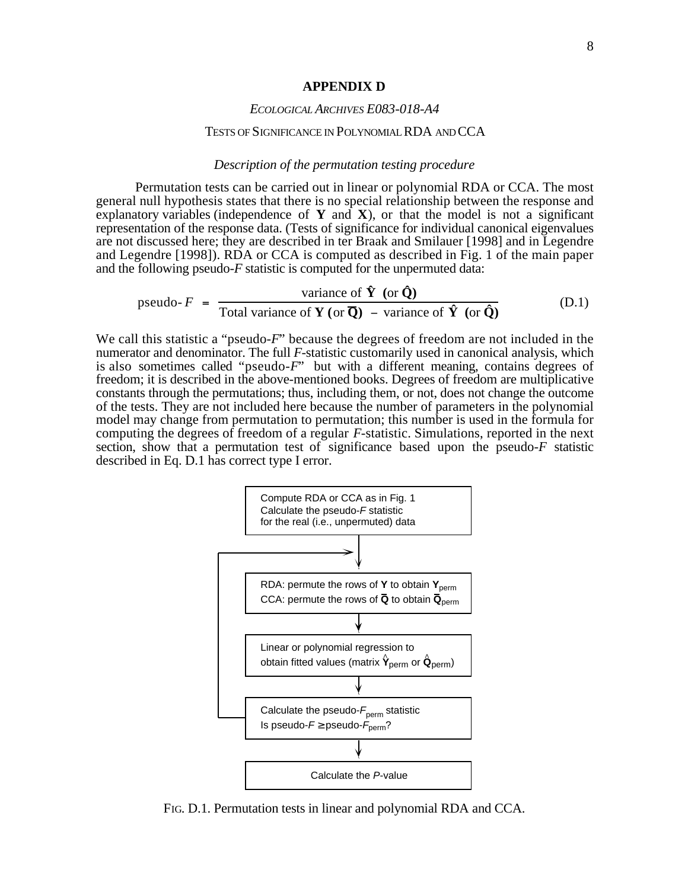## APPENDIX D

*ECOLOGICAL ARCHIVES E083-018-A4*

TESTS OF SIGNIFICANCE IN POLYNOMIAL RDA AND CCA

### *Description of the permutation testing procedure*

Permutation tests can be carried out in linear or polynomial RDA or CCA. The most general null hypothesis states that there is no special relationship between the response and explanatory variables (independence of **Y** and **X**), or that the model is not a significant representation of the response data. (Tests of significance for individual canonical eigenvalues are not discussed here; they are described in ter Braak and Smilauer [1998] and in Legendre and Legendre [1998]). RDA or CCA is computed as described in Fig. 1 of the main paper and the following pseudo-*F* statistic is computed for the unpermuted data:

$$\text{pseudo-}F = \frac{\text{variance of } \hat{\mathbf{Y}} \text{ (or } \hat{\mathbf{Q}}\text{)}}{\text{Total variance of } \mathbf{Y} \text{ (or } \overline{\mathbf{Q}}\text{)} - \text{variance of } \hat{\mathbf{Y}} \text{ (or } \hat{\mathbf{Q}}\text{)}} \tag{D.1}$$

We call this statistic a "pseudo-*F*" because the degrees of freedom are not included in the numerator and denominator. The full *F*-statistic customarily used in canonical analysis, which is also sometimes called "pseudo-*F*" but with a different meaning, contains degrees of freedom; it is described in the above-mentioned books. Degrees of freedom are multiplicative constants through the permutations; thus, including them, or not, does not change the outcome of the tests. They are not included here because the number of parameters in the polynomial model may change from permutation to permutation; this number is used in the formula for computing the degrees of freedom of a regular *F*-statistic. Simulations, reported in the next section, show that a permutation test of significance based upon the pseudo-*F* statistic described in Eq. D.1 has correct type I error.

Compute RDA or CCA as in Fig. 1
Calculate the pseudo-*F* statistic for the real (i.e., unpermuted) data

↓

RDA: permute the rows of **Y** to obtain $\mathbf{Y}_{perm}$
CCA: permute the rows of $\overline{\mathbf{Q}}$ to obtain $\overline{\mathbf{Q}}_{perm}$

↓

Linear or polynomial regression to obtain fitted values (matrix $\hat{\mathbf{Y}}_{perm}$ or $\hat{\mathbf{Q}}_{perm}$)

↓

Calculate the pseudo-$F_{perm}$ statistic
Is pseudo-$F \geq$ pseudo-$F_{perm}$? (loop back to permutation step)

↓

Calculate the *P*-value

FIG. D.1. Permutation tests in linear and polynomial RDA and CCA.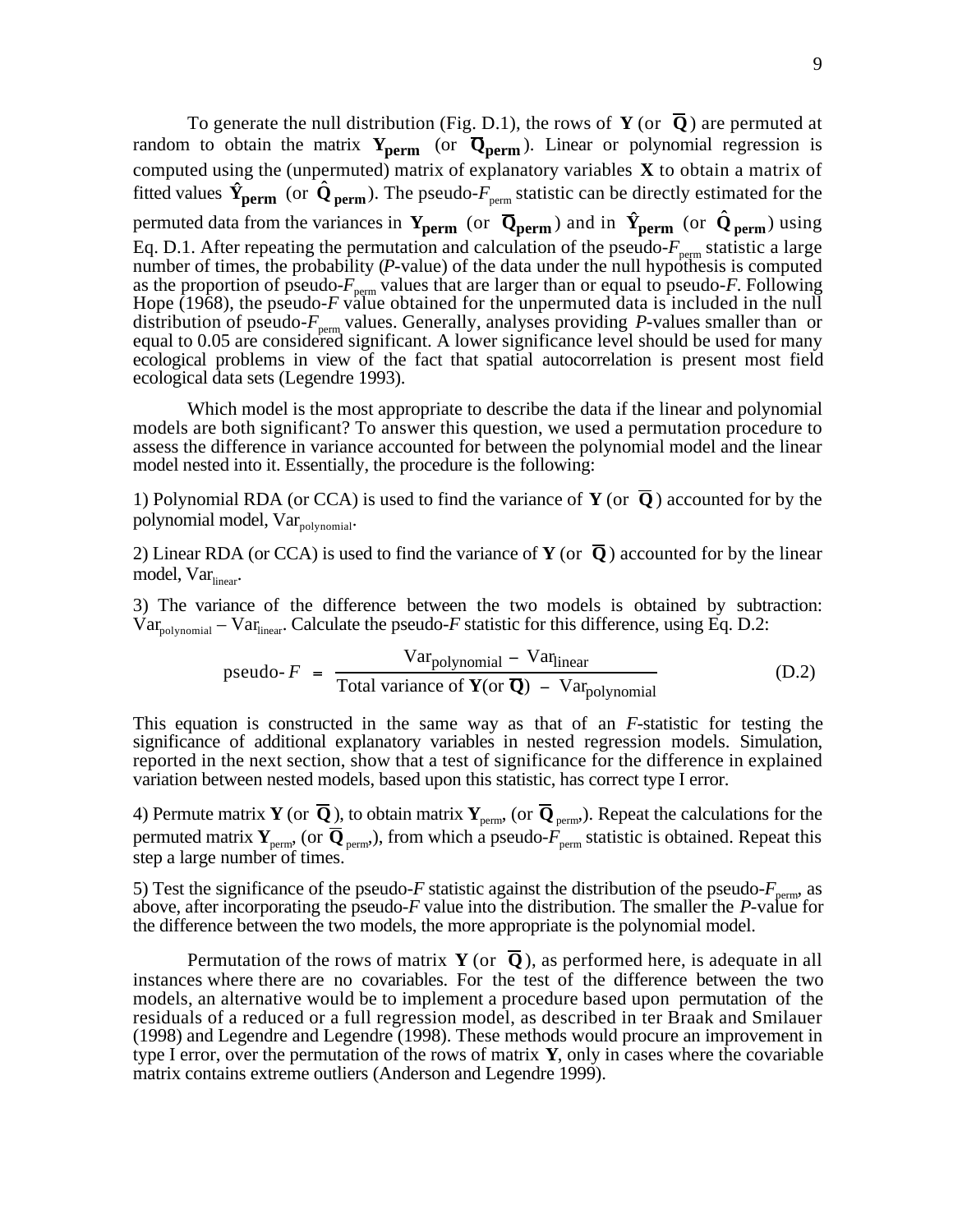To generate the null distribution (Fig. D.1), the rows of $\mathbf{Y}$ (or $\overline{\mathbf{Q}}$) are permuted at random to obtain the matrix $\mathbf{Y_{perm}}$ (or $\overline{\mathbf{Q}}_{\mathbf{perm}}$). Linear or polynomial regression is computed using the (unpermuted) matrix of explanatory variables $\mathbf{X}$ to obtain a matrix of fitted values $\hat{\mathbf{Y}}_{\mathbf{perm}}$ (or $\hat{\mathbf{Q}}_{\mathbf{perm}}$). The pseudo-$F_{perm}$ statistic can be directly estimated for the permuted data from the variances in $\mathbf{Y_{perm}}$ (or $\overline{\mathbf{Q}}_{\mathbf{perm}}$) and in $\hat{\mathbf{Y}}_{\mathbf{perm}}$ (or $\hat{\mathbf{Q}}_{\mathbf{perm}}$) using Eq. D.1. After repeating the permutation and calculation of the pseudo-$F_{perm}$ statistic a large number of times, the probability (*P*-value) of the data under the null hypothesis is computed as the proportion of pseudo-$F_{perm}$ values that are larger than or equal to pseudo-*F*. Following Hope (1968), the pseudo-*F* value obtained for the unpermuted data is included in the null distribution of pseudo-$F_{perm}$ values. Generally, analyses providing *P*-values smaller than or equal to 0.05 are considered significant. A lower significance level should be used for many ecological problems in view of the fact that spatial autocorrelation is present most field ecological data sets (Legendre 1993).

Which model is the most appropriate to describe the data if the linear and polynomial models are both significant? To answer this question, we used a permutation procedure to assess the difference in variance accounted for between the polynomial model and the linear model nested into it. Essentially, the procedure is the following:

1) Polynomial RDA (or CCA) is used to find the variance of $\mathbf{Y}$ (or $\overline{\mathbf{Q}}$) accounted for by the polynomial model, $\text{Var}_{\text{polynomial}}$.

2) Linear RDA (or CCA) is used to find the variance of $\mathbf{Y}$ (or $\overline{\mathbf{Q}}$) accounted for by the linear model, $\text{Var}_{\text{linear}}$.

3) The variance of the difference between the two models is obtained by subtraction: $\text{Var}_{\text{polynomial}} - \text{Var}_{\text{linear}}$. Calculate the pseudo-*F* statistic for this difference, using Eq. D.2:

$$\text{pseudo-}F = \frac{\text{Var}_{\text{polynomial}} - \text{Var}_{\text{linear}}}{\text{Total variance of } \mathbf{Y} (\text{or } \overline{\mathbf{Q}}) - \text{Var}_{\text{polynomial}}} \qquad \text{(D.2)}$$

This equation is constructed in the same way as that of an *F*-statistic for testing the significance of additional explanatory variables in nested regression models. Simulation, reported in the next section, show that a test of significance for the difference in explained variation between nested models, based upon this statistic, has correct type I error.

4) Permute matrix $\mathbf{Y}$ (or $\overline{\mathbf{Q}}$), to obtain matrix $\mathbf{Y}_{\text{perm}}$, (or $\overline{\mathbf{Q}}_{\text{perm}}$,). Repeat the calculations for the permuted matrix $\mathbf{Y}_{\text{perm}}$, (or $\overline{\mathbf{Q}}_{\text{perm}}$,), from which a pseudo-$F_{perm}$ statistic is obtained. Repeat this step a large number of times.

5) Test the significance of the pseudo-*F* statistic against the distribution of the pseudo-$F_{perm}$, as above, after incorporating the pseudo-*F* value into the distribution. The smaller the *P*-value for the difference between the two models, the more appropriate is the polynomial model.

Permutation of the rows of matrix $\mathbf{Y}$ (or $\overline{\mathbf{Q}}$), as performed here, is adequate in all instances where there are no covariables. For the test of the difference between the two models, an alternative would be to implement a procedure based upon permutation of the residuals of a reduced or a full regression model, as described in ter Braak and Smilauer (1998) and Legendre and Legendre (1998). These methods would procure an improvement in type I error, over the permutation of the rows of matrix $\mathbf{Y}$, only in cases where the covariable matrix contains extreme outliers (Anderson and Legendre 1999).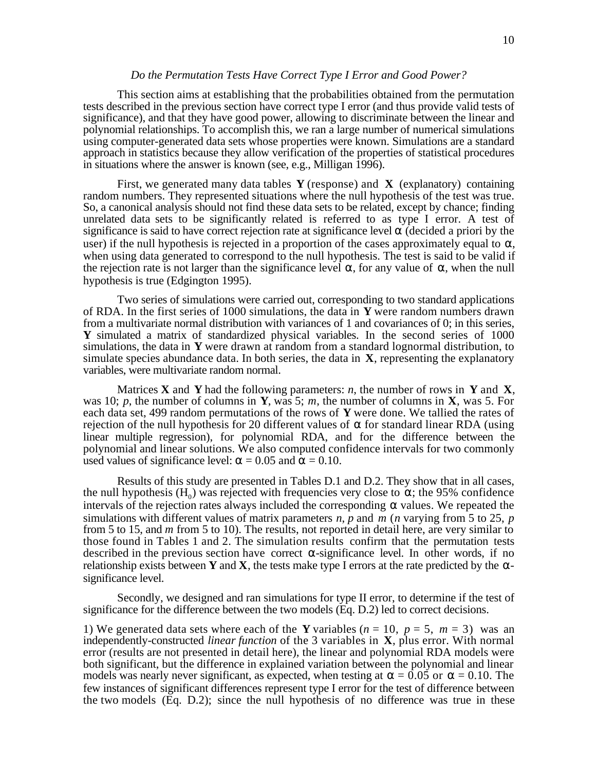### *Do the Permutation Tests Have Correct Type I Error and Good Power?*

This section aims at establishing that the probabilities obtained from the permutation tests described in the previous section have correct type I error (and thus provide valid tests of significance), and that they have good power, allowing to discriminate between the linear and polynomial relationships. To accomplish this, we ran a large number of numerical simulations using computer-generated data sets whose properties were known. Simulations are a standard approach in statistics because they allow verification of the properties of statistical procedures in situations where the answer is known (see, e.g., Milligan 1996).

First, we generated many data tables **Y** (response) and **X** (explanatory) containing random numbers. They represented situations where the null hypothesis of the test was true. So, a canonical analysis should not find these data sets to be related, except by chance; finding unrelated data sets to be significantly related is referred to as type I error. A test of significance is said to have correct rejection rate at significance level $\alpha$ (decided a priori by the user) if the null hypothesis is rejected in a proportion of the cases approximately equal to $\alpha$, when using data generated to correspond to the null hypothesis. The test is said to be valid if the rejection rate is not larger than the significance level $\alpha$, for any value of $\alpha$, when the null hypothesis is true (Edgington 1995).

Two series of simulations were carried out, corresponding to two standard applications of RDA. In the first series of 1000 simulations, the data in **Y** were random numbers drawn from a multivariate normal distribution with variances of 1 and covariances of 0; in this series, **Y** simulated a matrix of standardized physical variables. In the second series of 1000 simulations, the data in **Y** were drawn at random from a standard lognormal distribution, to simulate species abundance data. In both series, the data in **X**, representing the explanatory variables, were multivariate random normal.

Matrices **X** and **Y** had the following parameters: $n$, the number of rows in **Y** and **X**, was 10; $p$, the number of columns in **Y**, was 5; $m$, the number of columns in **X**, was 5. For each data set, 499 random permutations of the rows of **Y** were done. We tallied the rates of rejection of the null hypothesis for 20 different values of $\alpha$ for standard linear RDA (using linear multiple regression), for polynomial RDA, and for the difference between the polynomial and linear solutions. We also computed confidence intervals for two commonly used values of significance level: $\alpha = 0.05$ and $\alpha = 0.10$.

Results of this study are presented in Tables D.1 and D.2. They show that in all cases, the null hypothesis ($H_0$) was rejected with frequencies very close to $\alpha$; the 95% confidence intervals of the rejection rates always included the corresponding $\alpha$ values. We repeated the simulations with different values of matrix parameters $n$, $p$ and $m$ ($n$ varying from 5 to 25, $p$ from 5 to 15, and $m$ from 5 to 10). The results, not reported in detail here, are very similar to those found in Tables 1 and 2. The simulation results confirm that the permutation tests described in the previous section have correct $\alpha$-significance level. In other words, if no relationship exists between **Y** and **X**, the tests make type I errors at the rate predicted by the $\alpha$-significance level.

Secondly, we designed and ran simulations for type II error, to determine if the test of significance for the difference between the two models (Eq. D.2) led to correct decisions.

1) We generated data sets where each of the **Y** variables ($n = 10$, $p = 5$, $m = 3$) was an independently-constructed *linear function* of the 3 variables in **X**, plus error. With normal error (results are not presented in detail here), the linear and polynomial RDA models were both significant, but the difference in explained variation between the polynomial and linear models was nearly never significant, as expected, when testing at $\alpha = 0.05$ or $\alpha = 0.10$. The few instances of significant differences represent type I error for the test of difference between the two models (Eq. D.2); since the null hypothesis of no difference was true in these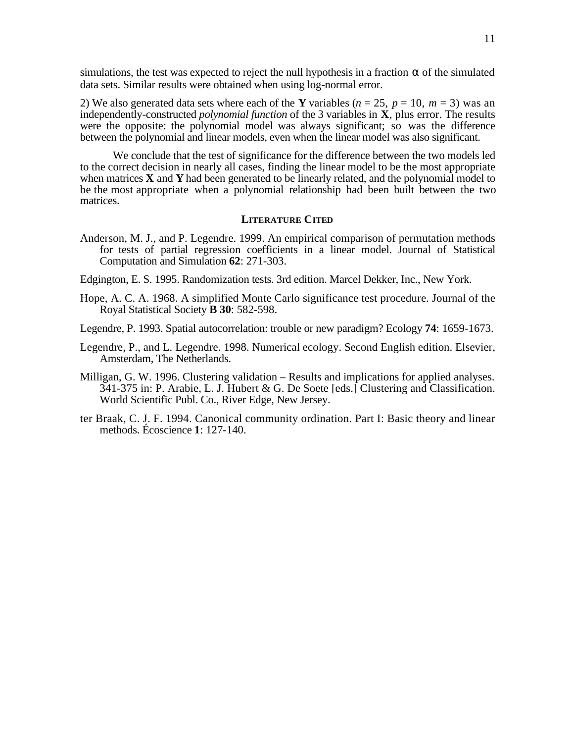simulations, the test was expected to reject the null hypothesis in a fraction α of the simulated data sets. Similar results were obtained when using log-normal error.

2) We also generated data sets where each of the **Y** variables ($n = 25$, $p = 10$, $m = 3$) was an independently-constructed *polynomial function* of the 3 variables in **X**, plus error. The results were the opposite: the polynomial model was always significant; so was the difference between the polynomial and linear models, even when the linear model was also significant.

We conclude that the test of significance for the difference between the two models led to the correct decision in nearly all cases, finding the linear model to be the most appropriate when matrices **X** and **Y** had been generated to be linearly related, and the polynomial model to be the most appropriate when a polynomial relationship had been built between the two matrices.

## LITERATURE CITED

Anderson, M. J., and P. Legendre. 1999. An empirical comparison of permutation methods for tests of partial regression coefficients in a linear model. Journal of Statistical Computation and Simulation **62**: 271-303.

Edgington, E. S. 1995. Randomization tests. 3rd edition. Marcel Dekker, Inc., New York.

Hope, A. C. A. 1968. A simplified Monte Carlo significance test procedure. Journal of the Royal Statistical Society **B 30**: 582-598.

Legendre, P. 1993. Spatial autocorrelation: trouble or new paradigm? Ecology **74**: 1659-1673.

Legendre, P., and L. Legendre. 1998. Numerical ecology. Second English edition. Elsevier, Amsterdam, The Netherlands.

Milligan, G. W. 1996. Clustering validation – Results and implications for applied analyses. 341-375 in: P. Arabie, L. J. Hubert & G. De Soete [eds.] Clustering and Classification. World Scientific Publ. Co., River Edge, New Jersey.

ter Braak, C. J. F. 1994. Canonical community ordination. Part I: Basic theory and linear methods. Écoscience **1**: 127-140.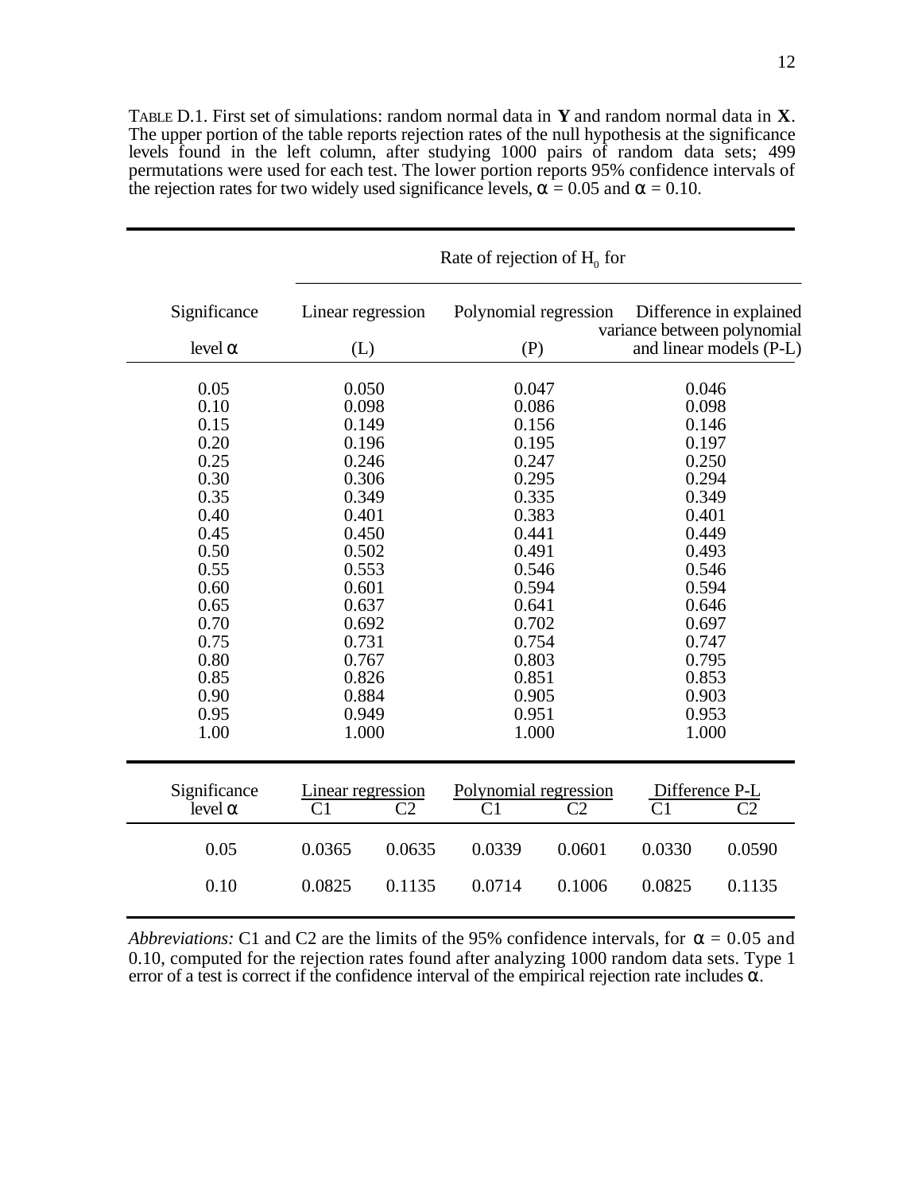TABLE D.1. First set of simulations: random normal data in **Y** and random normal data in **X**. The upper portion of the table reports rejection rates of the null hypothesis at the significance levels found in the left column, after studying 1000 pairs of random data sets; 499 permutations were used for each test. The lower portion reports 95% confidence intervals of the rejection rates for two widely used significance levels, $\alpha = 0.05$ and $\alpha = 0.10$.

| Significance level $\alpha$ | Rate of rejection of $H_0$ for: Linear regression (L) | Polynomial regression (P) | Difference in explained variance between polynomial and linear models (P-L) |
|---|---|---|---|
| 0.05 | 0.050 | 0.047 | 0.046 |
| 0.10 | 0.098 | 0.086 | 0.098 |
| 0.15 | 0.149 | 0.156 | 0.146 |
| 0.20 | 0.196 | 0.195 | 0.197 |
| 0.25 | 0.246 | 0.247 | 0.250 |
| 0.30 | 0.306 | 0.295 | 0.294 |
| 0.35 | 0.349 | 0.335 | 0.349 |
| 0.40 | 0.401 | 0.383 | 0.401 |
| 0.45 | 0.450 | 0.441 | 0.449 |
| 0.50 | 0.502 | 0.491 | 0.493 |
| 0.55 | 0.553 | 0.546 | 0.546 |
| 0.60 | 0.601 | 0.594 | 0.594 |
| 0.65 | 0.637 | 0.641 | 0.646 |
| 0.70 | 0.692 | 0.702 | 0.697 |
| 0.75 | 0.731 | 0.754 | 0.747 |
| 0.80 | 0.767 | 0.803 | 0.795 |
| 0.85 | 0.826 | 0.851 | 0.853 |
| 0.90 | 0.884 | 0.905 | 0.903 |
| 0.95 | 0.949 | 0.951 | 0.953 |
| 1.00 | 1.000 | 1.000 | 1.000 |

| Significance level $\alpha$ | Linear regression | | Polynomial regression | | Difference P-L | |
|---|---|---|---|---|---|---|
| | C1 | C2 | C1 | C2 | C1 | C2 |
| 0.05 | 0.0365 | 0.0635 | 0.0339 | 0.0601 | 0.0330 | 0.0590 |
| 0.10 | 0.0825 | 0.1135 | 0.0714 | 0.1006 | 0.0825 | 0.1135 |

*Abbreviations:* C1 and C2 are the limits of the 95% confidence intervals, for $\alpha = 0.05$ and 0.10, computed for the rejection rates found after analyzing 1000 random data sets. Type 1 error of a test is correct if the confidence interval of the empirical rejection rate includes $\alpha$.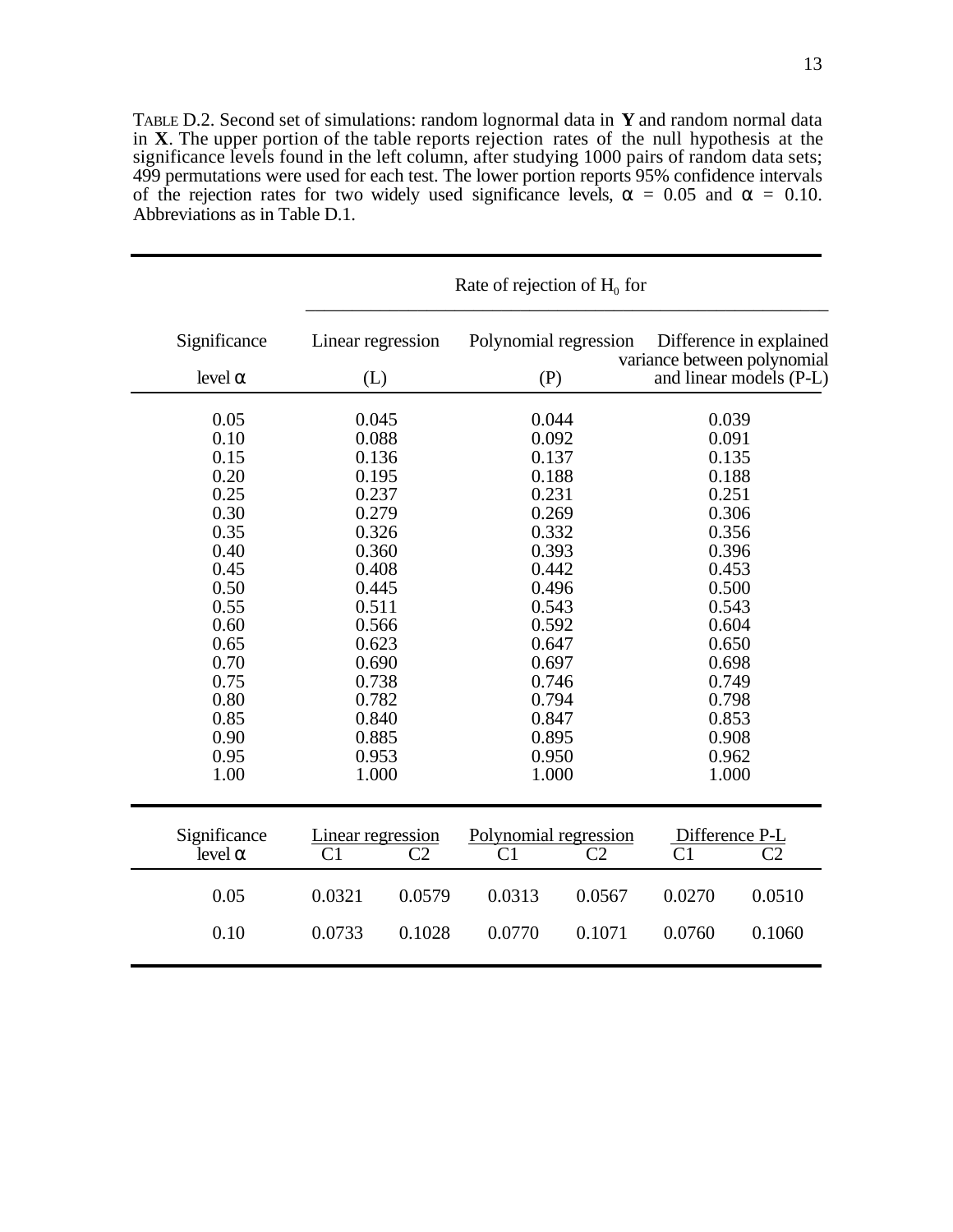TABLE D.2. Second set of simulations: random lognormal data in **Y** and random normal data in **X**. The upper portion of the table reports rejection rates of the null hypothesis at the significance levels found in the left column, after studying 1000 pairs of random data sets; 499 permutations were used for each test. The lower portion reports 95% confidence intervals of the rejection rates for two widely used significance levels, $\alpha$ = 0.05 and $\alpha$ = 0.10. Abbreviations as in Table D.1.

| | Rate of rejection of $H_0$ for | | |
|---|---|---|---|
| Significance level $\alpha$ | Linear regression (L) | Polynomial regression (P) | Difference in explained variance between polynomial and linear models (P-L) |
| 0.05 | 0.045 | 0.044 | 0.039 |
| 0.10 | 0.088 | 0.092 | 0.091 |
| 0.15 | 0.136 | 0.137 | 0.135 |
| 0.20 | 0.195 | 0.188 | 0.188 |
| 0.25 | 0.237 | 0.231 | 0.251 |
| 0.30 | 0.279 | 0.269 | 0.306 |
| 0.35 | 0.326 | 0.332 | 0.356 |
| 0.40 | 0.360 | 0.393 | 0.396 |
| 0.45 | 0.408 | 0.442 | 0.453 |
| 0.50 | 0.445 | 0.496 | 0.500 |
| 0.55 | 0.511 | 0.543 | 0.543 |
| 0.60 | 0.566 | 0.592 | 0.604 |
| 0.65 | 0.623 | 0.647 | 0.650 |
| 0.70 | 0.690 | 0.697 | 0.698 |
| 0.75 | 0.738 | 0.746 | 0.749 |
| 0.80 | 0.782 | 0.794 | 0.798 |
| 0.85 | 0.840 | 0.847 | 0.853 |
| 0.90 | 0.885 | 0.895 | 0.908 |
| 0.95 | 0.953 | 0.950 | 0.962 |
| 1.00 | 1.000 | 1.000 | 1.000 |

| Significance | Linear regression | | Polynomial regression | | Difference P-L | |
|---|---|---|---|---|---|---|
| level $\alpha$ | C1 | C2 | C1 | C2 | C1 | C2 |
| 0.05 | 0.0321 | 0.0579 | 0.0313 | 0.0567 | 0.0270 | 0.0510 |
| 0.10 | 0.0733 | 0.1028 | 0.0770 | 0.1071 | 0.0760 | 0.1060 |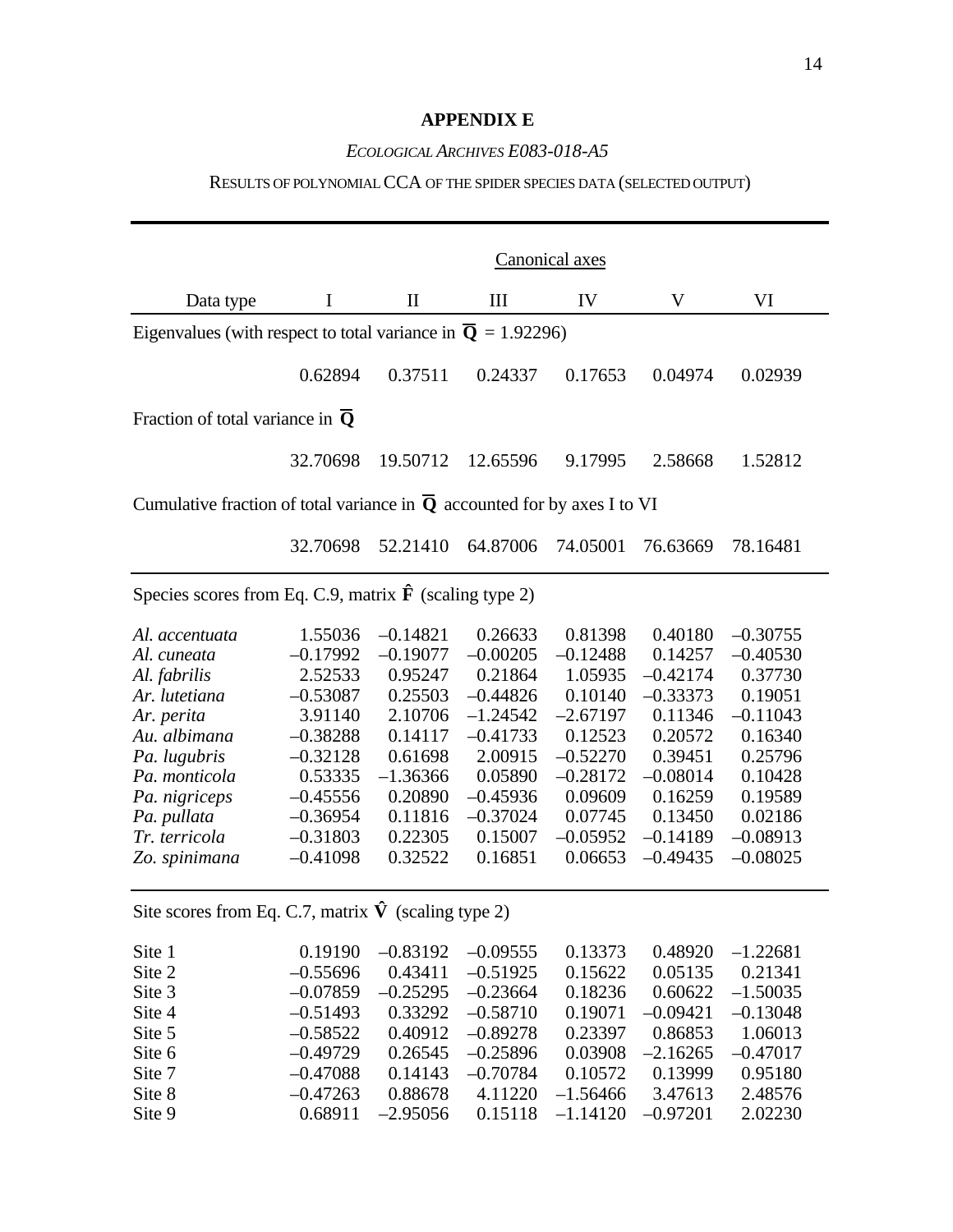## APPENDIX E

*ECOLOGICAL ARCHIVES E083-018-A5*

RESULTS OF POLYNOMIAL CCA OF THE SPIDER SPECIES DATA (SELECTED OUTPUT)

| | Canonical axes | | | | | |
|---|---|---|---|---|---|---|
| Data type | I | II | III | IV | V | VI |
| Eigenvalues (with respect to total variance in $\overline{\mathbf{Q}}$ = 1.92296) | | | | | | |
| | 0.62894 | 0.37511 | 0.24337 | 0.17653 | 0.04974 | 0.02939 |
| Fraction of total variance in $\overline{\mathbf{Q}}$ | | | | | | |
| | 32.70698 | 19.50712 | 12.65596 | 9.17995 | 2.58668 | 1.52812 |
| Cumulative fraction of total variance in $\overline{\mathbf{Q}}$ accounted for by axes I to VI | | | | | | |
| | 32.70698 | 52.21410 | 64.87006 | 74.05001 | 76.63669 | 78.16481 |
| Species scores from Eq. C.9, matrix $\hat{\mathbf{F}}$ (scaling type 2) | | | | | | |
| *Al. accentuata* | 1.55036 | –0.14821 | 0.26633 | 0.81398 | 0.40180 | –0.30755 |
| *Al. cuneata* | –0.17992 | –0.19077 | –0.00205 | –0.12488 | 0.14257 | –0.40530 |
| *Al. fabrilis* | 2.52533 | 0.95247 | 0.21864 | 1.05935 | –0.42174 | 0.37730 |
| *Ar. lutetiana* | –0.53087 | 0.25503 | –0.44826 | 0.10140 | –0.33373 | 0.19051 |
| *Ar. perita* | 3.91140 | 2.10706 | –1.24542 | –2.67197 | 0.11346 | –0.11043 |
| *Au. albimana* | –0.38288 | 0.14117 | –0.41733 | 0.12523 | 0.20572 | 0.16340 |
| *Pa. lugubris* | –0.32128 | 0.61698 | 2.00915 | –0.52270 | 0.39451 | 0.25796 |
| *Pa. monticola* | 0.53335 | –1.36366 | 0.05890 | –0.28172 | –0.08014 | 0.10428 |
| *Pa. nigriceps* | –0.45556 | 0.20890 | –0.45936 | 0.09609 | 0.16259 | 0.19589 |
| *Pa. pullata* | –0.36954 | 0.11816 | –0.37024 | 0.07745 | 0.13450 | 0.02186 |
| *Tr. terricola* | –0.31803 | 0.22305 | 0.15007 | –0.05952 | –0.14189 | –0.08913 |
| *Zo. spinimana* | –0.41098 | 0.32522 | 0.16851 | 0.06653 | –0.49435 | –0.08025 |
| Site scores from Eq. C.7, matrix $\hat{\mathbf{V}}$ (scaling type 2) | | | | | | |
| Site 1 | 0.19190 | –0.83192 | –0.09555 | 0.13373 | 0.48920 | –1.22681 |
| Site 2 | –0.55696 | 0.43411 | –0.51925 | 0.15622 | 0.05135 | 0.21341 |
| Site 3 | –0.07859 | –0.25295 | –0.23664 | 0.18236 | 0.60622 | –1.50035 |
| Site 4 | –0.51493 | 0.33292 | –0.58710 | 0.19071 | –0.09421 | –0.13048 |
| Site 5 | –0.58522 | 0.40912 | –0.89278 | 0.23397 | 0.86853 | 1.06013 |
| Site 6 | –0.49729 | 0.26545 | –0.25896 | 0.03908 | –2.16265 | –0.47017 |
| Site 7 | –0.47088 | 0.14143 | –0.70784 | 0.10572 | 0.13999 | 0.95180 |
| Site 8 | –0.47263 | 0.88678 | 4.11220 | –1.56466 | 3.47613 | 2.48576 |
| Site 9 | 0.68911 | –2.95056 | 0.15118 | –1.14120 | –0.97201 | 2.02230 |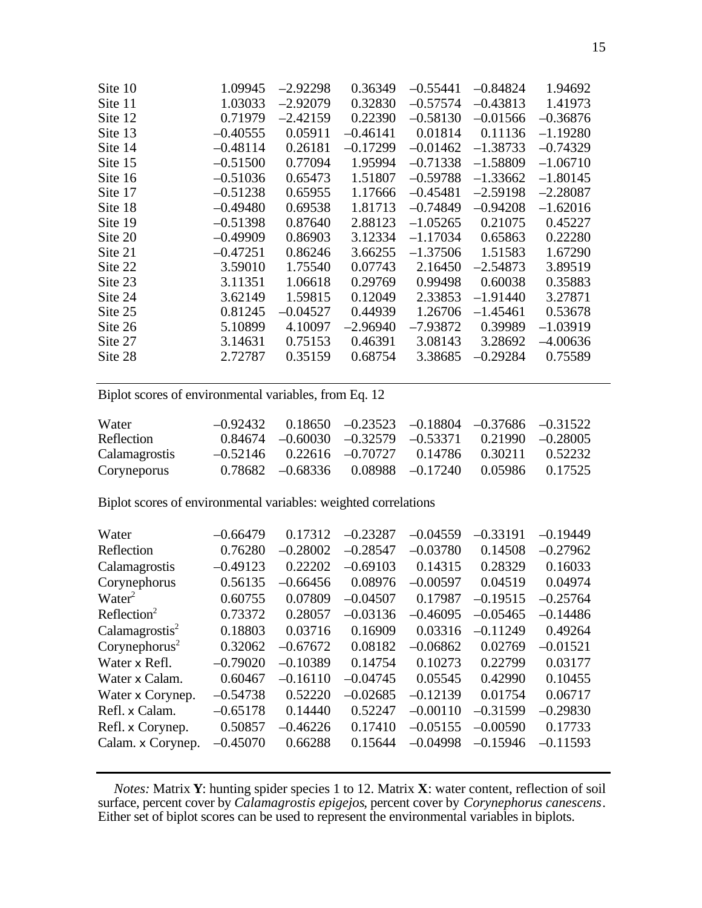| | | | | | | |
|---|---|---|---|---|---|---|
| Site 10 | 1.09945 | –2.92298 | 0.36349 | –0.55441 | –0.84824 | 1.94692 |
| Site 11 | 1.03033 | –2.92079 | 0.32830 | –0.57574 | –0.43813 | 1.41973 |
| Site 12 | 0.71979 | –2.42159 | 0.22390 | –0.58130 | –0.01566 | –0.36876 |
| Site 13 | –0.40555 | 0.05911 | –0.46141 | 0.01814 | 0.11136 | –1.19280 |
| Site 14 | –0.48114 | 0.26181 | –0.17299 | –0.01462 | –1.38733 | –0.74329 |
| Site 15 | –0.51500 | 0.77094 | 1.95994 | –0.71338 | –1.58809 | –1.06710 |
| Site 16 | –0.51036 | 0.65473 | 1.51807 | –0.59788 | –1.33662 | –1.80145 |
| Site 17 | –0.51238 | 0.65955 | 1.17666 | –0.45481 | –2.59198 | –2.28087 |
| Site 18 | –0.49480 | 0.69538 | 1.81713 | –0.74849 | –0.94208 | –1.62016 |
| Site 19 | –0.51398 | 0.87640 | 2.88123 | –1.05265 | 0.21075 | 0.45227 |
| Site 20 | –0.49909 | 0.86903 | 3.12334 | –1.17034 | 0.65863 | 0.22280 |
| Site 21 | –0.47251 | 0.86246 | 3.66255 | –1.37506 | 1.51583 | 1.67290 |
| Site 22 | 3.59010 | 1.75540 | 0.07743 | 2.16450 | –2.54873 | 3.89519 |
| Site 23 | 3.11351 | 1.06618 | 0.29769 | 0.99498 | 0.60038 | 0.35883 |
| Site 24 | 3.62149 | 1.59815 | 0.12049 | 2.33853 | –1.91440 | 3.27871 |
| Site 25 | 0.81245 | –0.04527 | 0.44939 | 1.26706 | –1.45461 | 0.53678 |
| Site 26 | 5.10899 | 4.10097 | –2.96940 | –7.93872 | 0.39989 | –1.03919 |
| Site 27 | 3.14631 | 0.75153 | 0.46391 | 3.08143 | 3.28692 | –4.00636 |
| Site 28 | 2.72787 | 0.35159 | 0.68754 | 3.38685 | –0.29284 | 0.75589 |

Biplot scores of environmental variables, from Eq. 12

| | | | | | | |
|---|---|---|---|---|---|---|
| Water | –0.92432 | 0.18650 | –0.23523 | –0.18804 | –0.37686 | –0.31522 |
| Reflection | 0.84674 | –0.60030 | –0.32579 | –0.53371 | 0.21990 | –0.28005 |
| Calamagrostis | –0.52146 | 0.22616 | –0.70727 | 0.14786 | 0.30211 | 0.52232 |
| Coryneporus | 0.78682 | –0.68336 | 0.08988 | –0.17240 | 0.05986 | 0.17525 |

Biplot scores of environmental variables: weighted correlations

| | | | | | | |
|---|---|---|---|---|---|---|
| Water | –0.66479 | 0.17312 | –0.23287 | –0.04559 | –0.33191 | –0.19449 |
| Reflection | 0.76280 | –0.28002 | –0.28547 | –0.03780 | 0.14508 | –0.27962 |
| Calamagrostis | –0.49123 | 0.22202 | –0.69103 | 0.14315 | 0.28329 | 0.16033 |
| Corynephorus | 0.56135 | –0.66456 | 0.08976 | –0.00597 | 0.04519 | 0.04974 |
| Water$^2$ | 0.60755 | 0.07809 | –0.04507 | 0.17987 | –0.19515 | –0.25764 |
| Reflection$^2$ | 0.73372 | 0.28057 | –0.03136 | –0.46095 | –0.05465 | –0.14486 |
| Calamagrostis$^2$ | 0.18803 | 0.03716 | 0.16909 | 0.03316 | –0.11249 | 0.49264 |
| Corynephorus$^2$ | 0.32062 | –0.67672 | 0.08182 | –0.06862 | 0.02769 | –0.01521 |
| Water x Refl. | –0.79020 | –0.10389 | 0.14754 | 0.10273 | 0.22799 | 0.03177 |
| Water x Calam. | 0.60467 | –0.16110 | –0.04745 | 0.05545 | 0.42990 | 0.10455 |
| Water x Corynep. | –0.54738 | 0.52220 | –0.02685 | –0.12139 | 0.01754 | 0.06717 |
| Refl. x Calam. | –0.65178 | 0.14440 | 0.52247 | –0.00110 | –0.31599 | –0.29830 |
| Refl. x Corynep. | 0.50857 | –0.46226 | 0.17410 | –0.05155 | –0.00590 | 0.17733 |
| Calam. x Corynep. | –0.45070 | 0.66288 | 0.15644 | –0.04998 | –0.15946 | –0.11593 |

*Notes:* Matrix **Y**: hunting spider species 1 to 12. Matrix **X**: water content, reflection of soil surface, percent cover by *Calamagrostis epigejos*, percent cover by *Corynephorus canescens*. Either set of biplot scores can be used to represent the environmental variables in biplots.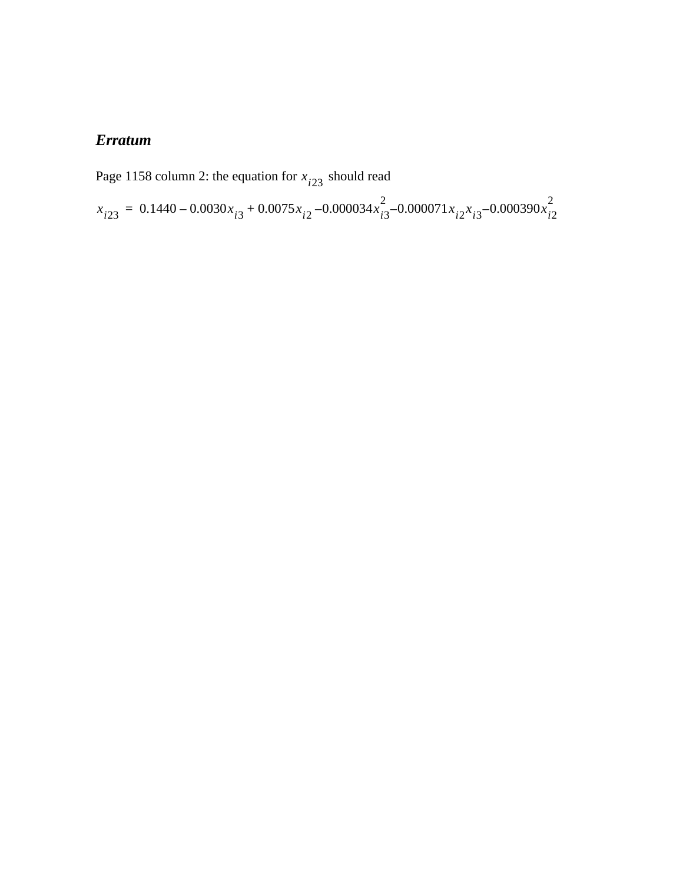## *Erratum*

Page 1158 column 2: the equation for $x_{i23}$ should read

$$x_{i23} = 0.1440 - 0.0030x_{i3} + 0.0075x_{i2} - 0.000034x_{i3}^2 - 0.000071x_{i2}x_{i3} - 0.000390x_{i2}^2$$